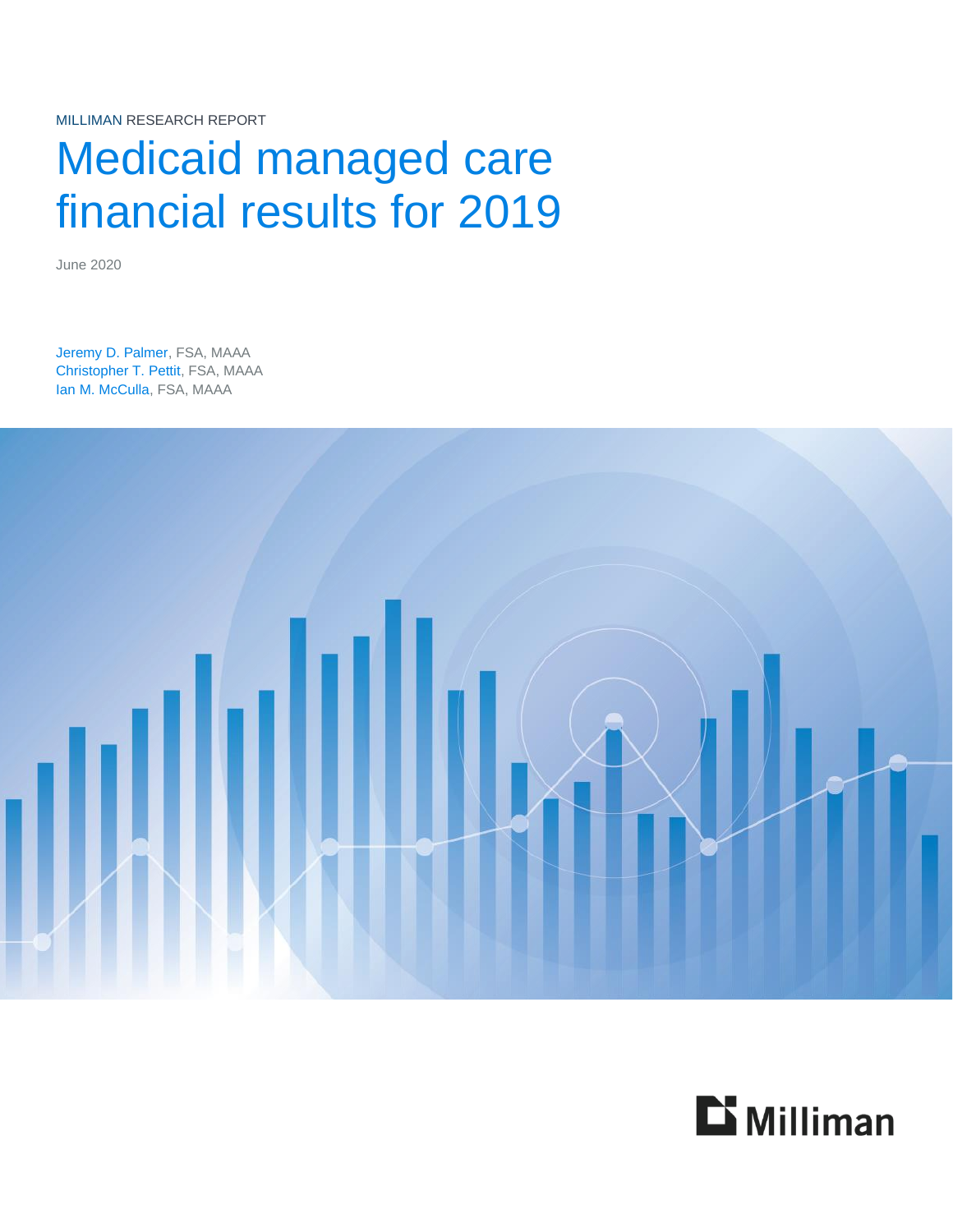MILLIMAN RESEARCH REPORT

# Medicaid managed care financial results for 2019

June 2020

Jeremy D. Palmer, FSA, MAAA
Christopher T. Pettit, FSA, MAAA
Ian M. McCulla, FSA, MAAA

Milliman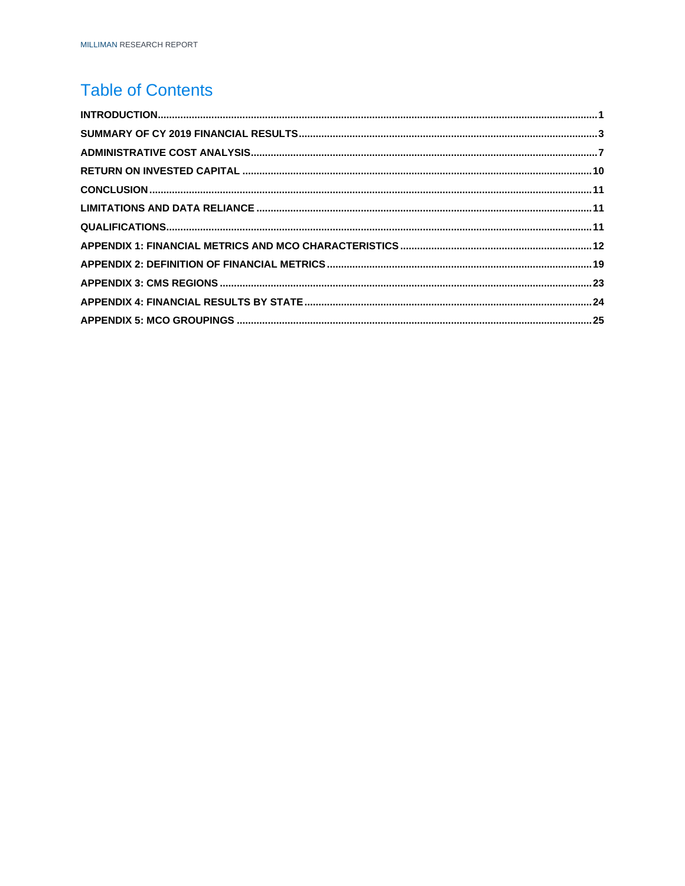# Table of Contents

**INTRODUCTION** ........................................................................ 1

**SUMMARY OF CY 2019 FINANCIAL RESULTS** ........................................................................ 3

**ADMINISTRATIVE COST ANALYSIS** ........................................................................ 7

**RETURN ON INVESTED CAPITAL** ........................................................................ 10

**CONCLUSION** ........................................................................ 11

**LIMITATIONS AND DATA RELIANCE** ........................................................................ 11

**QUALIFICATIONS** ........................................................................ 11

**APPENDIX 1: FINANCIAL METRICS AND MCO CHARACTERISTICS** ........................................................................ 12

**APPENDIX 2: DEFINITION OF FINANCIAL METRICS** ........................................................................ 19

**APPENDIX 3: CMS REGIONS** ........................................................................ 23

**APPENDIX 4: FINANCIAL RESULTS BY STATE** ........................................................................ 24

**APPENDIX 5: MCO GROUPINGS** ........................................................................ 25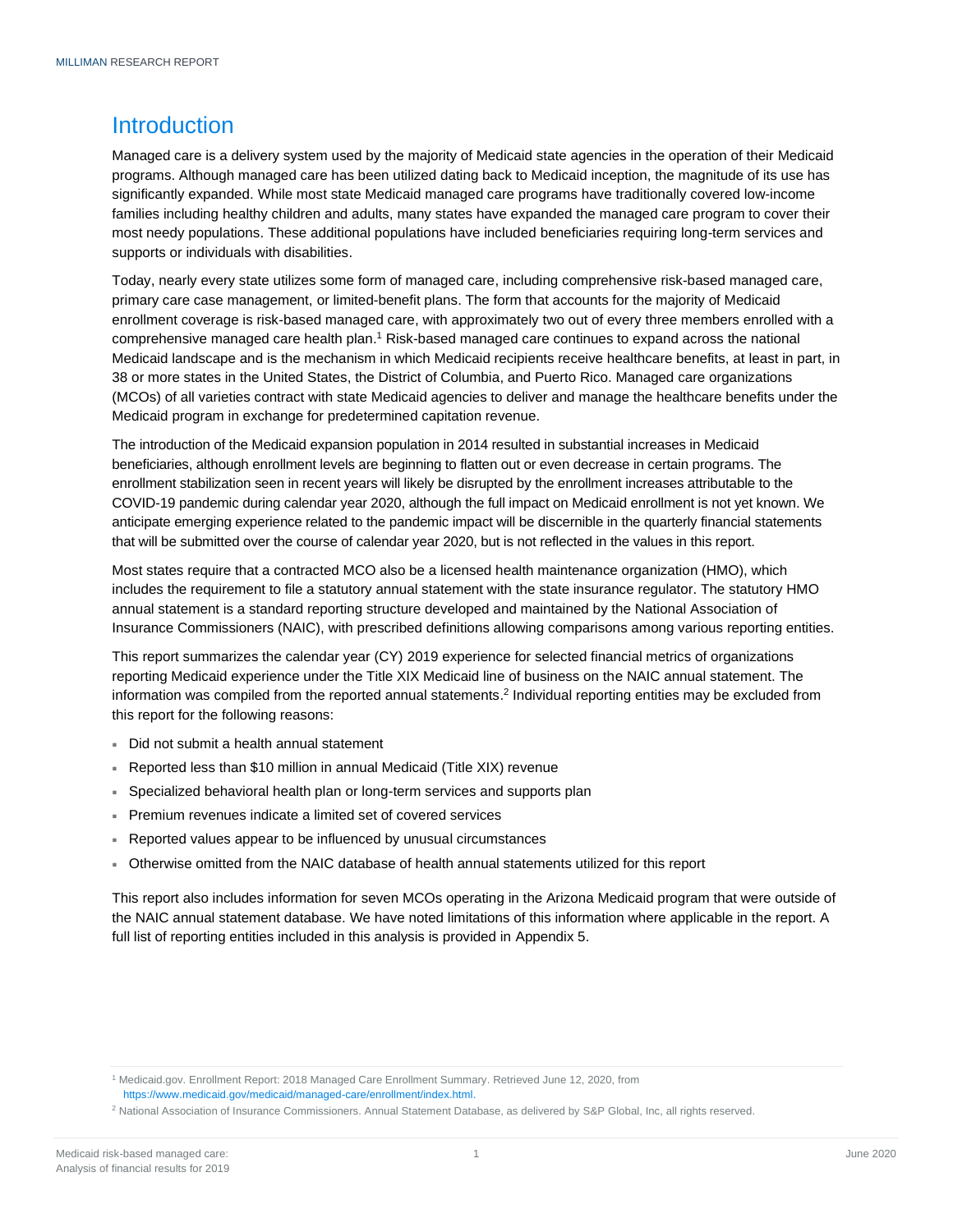# Introduction

Managed care is a delivery system used by the majority of Medicaid state agencies in the operation of their Medicaid programs. Although managed care has been utilized dating back to Medicaid inception, the magnitude of its use has significantly expanded. While most state Medicaid managed care programs have traditionally covered low-income families including healthy children and adults, many states have expanded the managed care program to cover their most needy populations. These additional populations have included beneficiaries requiring long-term services and supports or individuals with disabilities.

Today, nearly every state utilizes some form of managed care, including comprehensive risk-based managed care, primary care case management, or limited-benefit plans. The form that accounts for the majority of Medicaid enrollment coverage is risk-based managed care, with approximately two out of every three members enrolled with a comprehensive managed care health plan.[1] Risk-based managed care continues to expand across the national Medicaid landscape and is the mechanism in which Medicaid recipients receive healthcare benefits, at least in part, in 38 or more states in the United States, the District of Columbia, and Puerto Rico. Managed care organizations (MCOs) of all varieties contract with state Medicaid agencies to deliver and manage the healthcare benefits under the Medicaid program in exchange for predetermined capitation revenue.

The introduction of the Medicaid expansion population in 2014 resulted in substantial increases in Medicaid beneficiaries, although enrollment levels are beginning to flatten out or even decrease in certain programs. The enrollment stabilization seen in recent years will likely be disrupted by the enrollment increases attributable to the COVID-19 pandemic during calendar year 2020, although the full impact on Medicaid enrollment is not yet known. We anticipate emerging experience related to the pandemic impact will be discernible in the quarterly financial statements that will be submitted over the course of calendar year 2020, but is not reflected in the values in this report.

Most states require that a contracted MCO also be a licensed health maintenance organization (HMO), which includes the requirement to file a statutory annual statement with the state insurance regulator. The statutory HMO annual statement is a standard reporting structure developed and maintained by the National Association of Insurance Commissioners (NAIC), with prescribed definitions allowing comparisons among various reporting entities.

This report summarizes the calendar year (CY) 2019 experience for selected financial metrics of organizations reporting Medicaid experience under the Title XIX Medicaid line of business on the NAIC annual statement. The information was compiled from the reported annual statements.[2] Individual reporting entities may be excluded from this report for the following reasons:

- Did not submit a health annual statement
- Reported less than $10 million in annual Medicaid (Title XIX) revenue
- Specialized behavioral health plan or long-term services and supports plan
- Premium revenues indicate a limited set of covered services
- Reported values appear to be influenced by unusual circumstances
- Otherwise omitted from the NAIC database of health annual statements utilized for this report

This report also includes information for seven MCOs operating in the Arizona Medicaid program that were outside of the NAIC annual statement database. We have noted limitations of this information where applicable in the report. A full list of reporting entities included in this analysis is provided in Appendix 5.

---

[1] Medicaid.gov. Enrollment Report: 2018 Managed Care Enrollment Summary. Retrieved June 12, 2020, from https://www.medicaid.gov/medicaid/managed-care/enrollment/index.html.

[2] National Association of Insurance Commissioners. Annual Statement Database, as delivered by S&P Global, Inc, all rights reserved.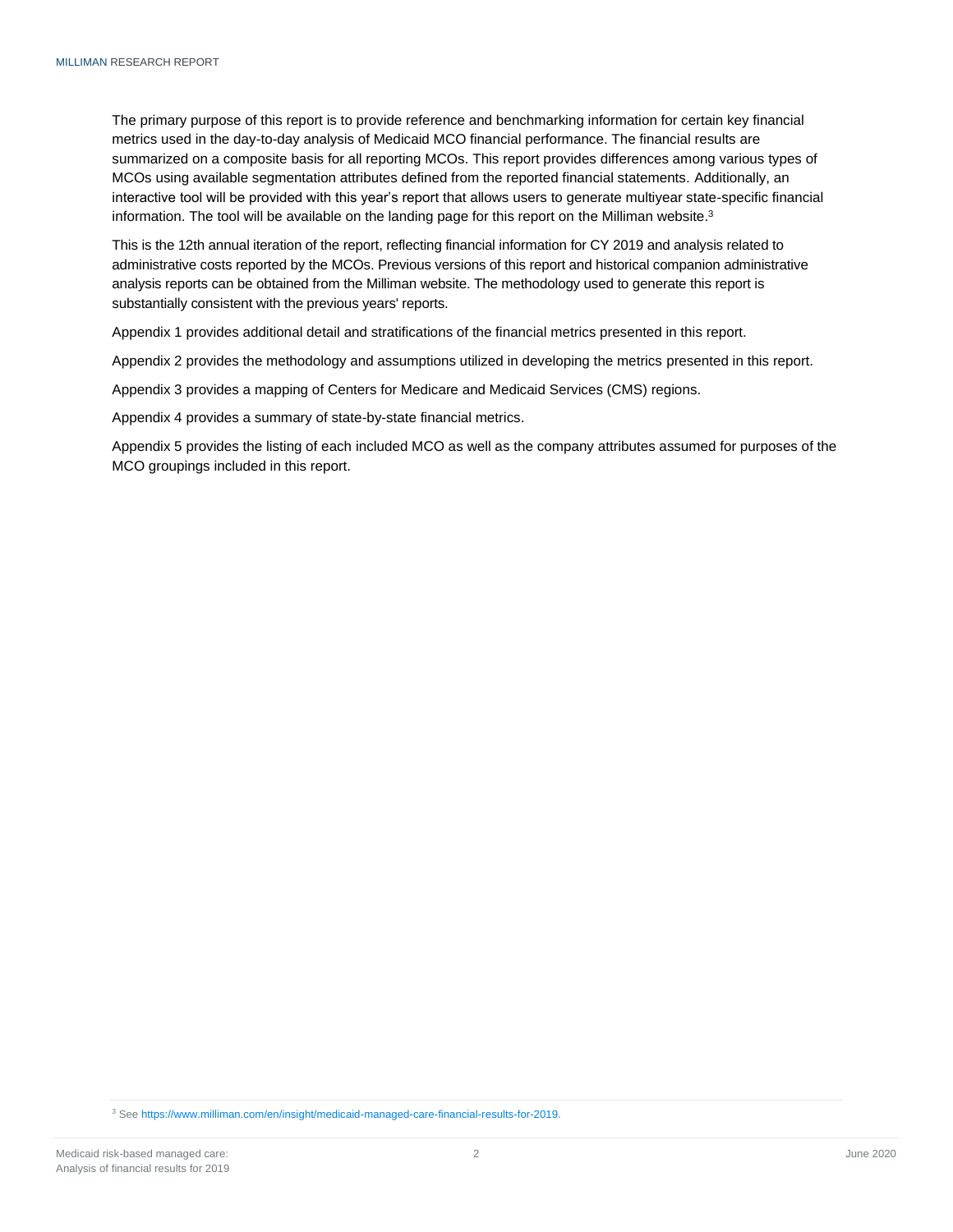The primary purpose of this report is to provide reference and benchmarking information for certain key financial metrics used in the day-to-day analysis of Medicaid MCO financial performance. The financial results are summarized on a composite basis for all reporting MCOs. This report provides differences among various types of MCOs using available segmentation attributes defined from the reported financial statements. Additionally, an interactive tool will be provided with this year's report that allows users to generate multiyear state-specific financial information. The tool will be available on the landing page for this report on the Milliman website.[3]

This is the 12th annual iteration of the report, reflecting financial information for CY 2019 and analysis related to administrative costs reported by the MCOs. Previous versions of this report and historical companion administrative analysis reports can be obtained from the Milliman website. The methodology used to generate this report is substantially consistent with the previous years' reports.

Appendix 1 provides additional detail and stratifications of the financial metrics presented in this report.

Appendix 2 provides the methodology and assumptions utilized in developing the metrics presented in this report.

Appendix 3 provides a mapping of Centers for Medicare and Medicaid Services (CMS) regions.

Appendix 4 provides a summary of state-by-state financial metrics.

Appendix 5 provides the listing of each included MCO as well as the company attributes assumed for purposes of the MCO groupings included in this report.

---

[3] See https://www.milliman.com/en/insight/medicaid-managed-care-financial-results-for-2019.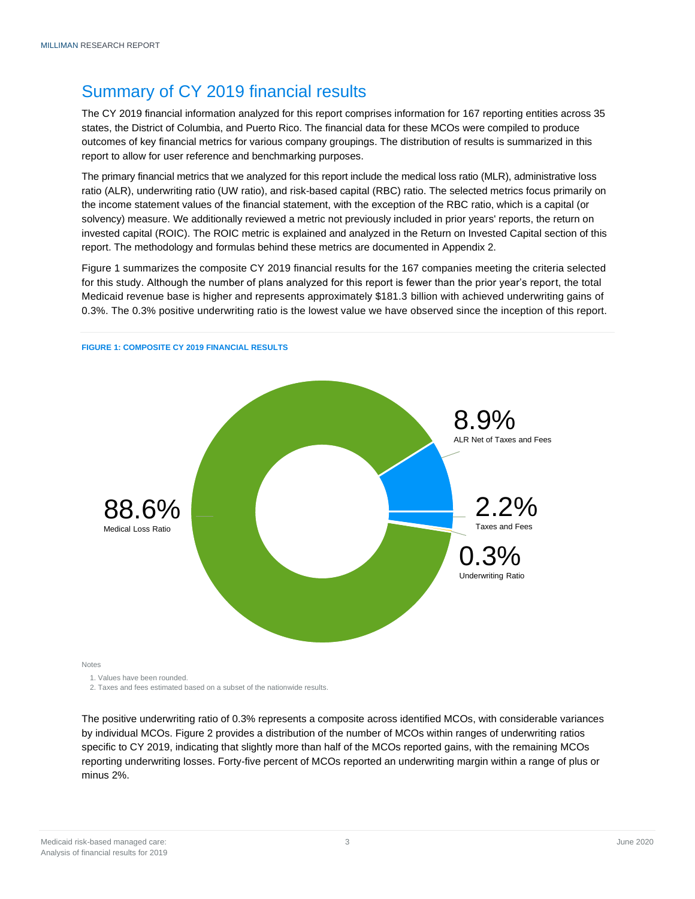## Summary of CY 2019 financial results

The CY 2019 financial information analyzed for this report comprises information for 167 reporting entities across 35 states, the District of Columbia, and Puerto Rico. The financial data for these MCOs were compiled to produce outcomes of key financial metrics for various company groupings. The distribution of results is summarized in this report to allow for user reference and benchmarking purposes.

The primary financial metrics that we analyzed for this report include the medical loss ratio (MLR), administrative loss ratio (ALR), underwriting ratio (UW ratio), and risk-based capital (RBC) ratio. The selected metrics focus primarily on the income statement values of the financial statement, with the exception of the RBC ratio, which is a capital (or solvency) measure. We additionally reviewed a metric not previously included in prior years' reports, the return on invested capital (ROIC). The ROIC metric is explained and analyzed in the Return on Invested Capital section of this report. The methodology and formulas behind these metrics are documented in Appendix 2.

Figure 1 summarizes the composite CY 2019 financial results for the 167 companies meeting the criteria selected for this study. Although the number of plans analyzed for this report is fewer than the prior year's report, the total Medicaid revenue base is higher and represents approximately $181.3 billion with achieved underwriting gains of 0.3%. The 0.3% positive underwriting ratio is the lowest value we have observed since the inception of this report.

**FIGURE 1: COMPOSITE CY 2019 FINANCIAL RESULTS**

88.6% Medical Loss Ratio

8.9% ALR Net of Taxes and Fees

2.2% Taxes and Fees

0.3% Underwriting Ratio

Notes

1. Values have been rounded.
2. Taxes and fees estimated based on a subset of the nationwide results.

The positive underwriting ratio of 0.3% represents a composite across identified MCOs, with considerable variances by individual MCOs. Figure 2 provides a distribution of the number of MCOs within ranges of underwriting ratios specific to CY 2019, indicating that slightly more than half of the MCOs reported gains, with the remaining MCOs reporting underwriting losses. Forty-five percent of MCOs reported an underwriting margin within a range of plus or minus 2%.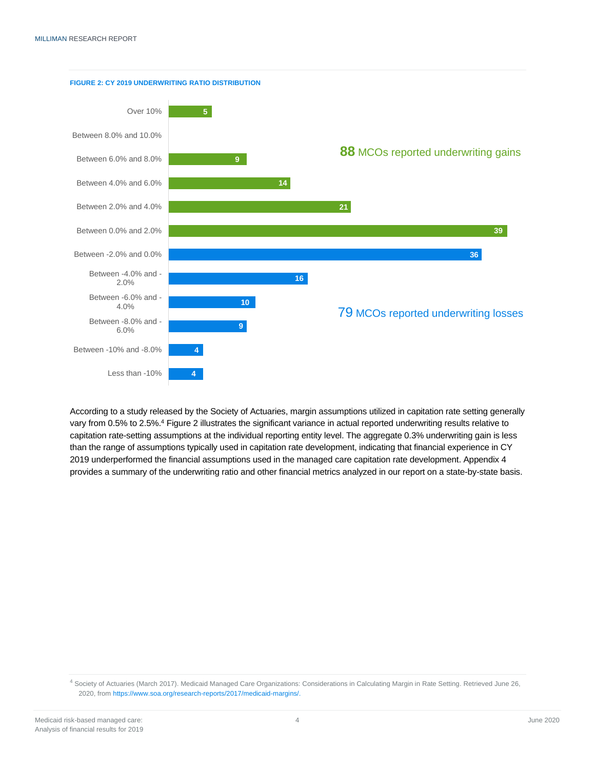**FIGURE 2: CY 2019 UNDERWRITING RATIO DISTRIBUTION**

| Underwriting ratio | Number of MCOs |
|---|---|
| Over 10% | 5 |
| Between 8.0% and 10.0% | |
| Between 6.0% and 8.0% | 9 |
| Between 4.0% and 6.0% | 14 |
| Between 2.0% and 4.0% | 21 |
| Between 0.0% and 2.0% | 39 |
| Between -2.0% and 0.0% | 36 |
| Between -4.0% and -2.0% | 16 |
| Between -6.0% and -4.0% | 10 |
| Between -8.0% and -6.0% | 9 |
| Between -10% and -8.0% | 4 |
| Less than -10% | 4 |

**88** MCOs reported underwriting gains

**79** MCOs reported underwriting losses

According to a study released by the Society of Actuaries, margin assumptions utilized in capitation rate setting generally vary from 0.5% to 2.5%.[4] Figure 2 illustrates the significant variance in actual reported underwriting results relative to capitation rate-setting assumptions at the individual reporting entity level. The aggregate 0.3% underwriting gain is less than the range of assumptions typically used in capitation rate development, indicating that financial experience in CY 2019 underperformed the financial assumptions used in the managed care capitation rate development. Appendix 4 provides a summary of the underwriting ratio and other financial metrics analyzed in our report on a state-by-state basis.

[4] Society of Actuaries (March 2017). Medicaid Managed Care Organizations: Considerations in Calculating Margin in Rate Setting. Retrieved June 26, 2020, from https://www.soa.org/research-reports/2017/medicaid-margins/.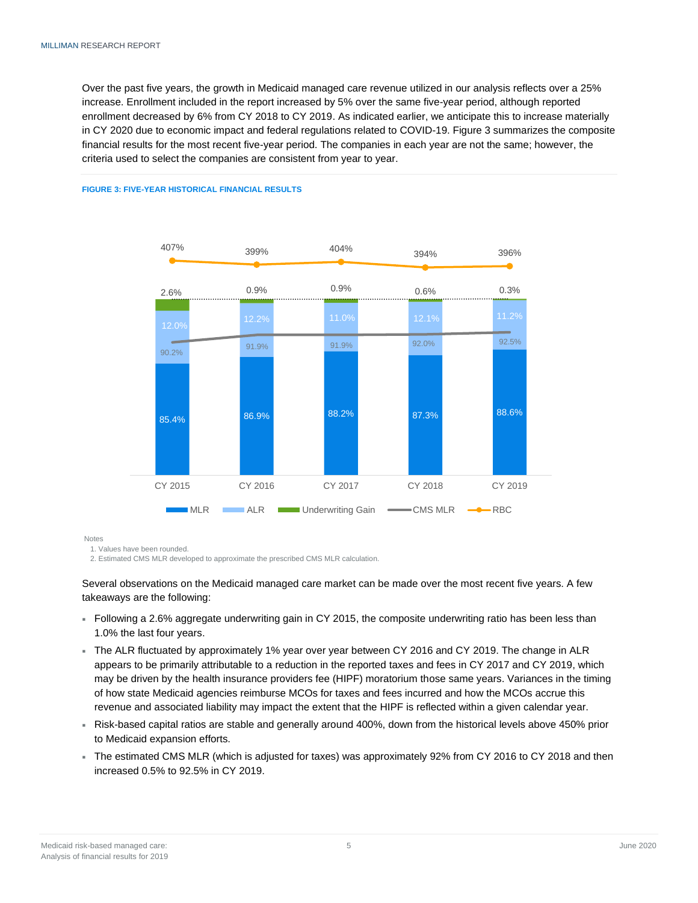Over the past five years, the growth in Medicaid managed care revenue utilized in our analysis reflects over a 25% increase. Enrollment included in the report increased by 5% over the same five-year period, although reported enrollment decreased by 6% from CY 2018 to CY 2019. As indicated earlier, we anticipate this to increase materially in CY 2020 due to economic impact and federal regulations related to COVID-19. Figure 3 summarizes the composite financial results for the most recent five-year period. The companies in each year are not the same; however, the criteria used to select the companies are consistent from year to year.

**FIGURE 3: FIVE-YEAR HISTORICAL FINANCIAL RESULTS**

407%
399%
404%
394%
396%

2.6%
0.9%
0.9%
0.6%
0.3%

12.0%
12.2%
11.0%
12.1%
11.2%

90.2%
91.9%
91.9%
92.0%
92.5%

85.4%
86.9%
88.2%
87.3%
88.6%

CY 2015
CY 2016
CY 2017
CY 2018
CY 2019

MLR
ALR
Underwriting Gain
CMS MLR
RBC

Notes

1. Values have been rounded.
2. Estimated CMS MLR developed to approximate the prescribed CMS MLR calculation.

Several observations on the Medicaid managed care market can be made over the most recent five years. A few takeaways are the following:

- Following a 2.6% aggregate underwriting gain in CY 2015, the composite underwriting ratio has been less than 1.0% the last four years.
- The ALR fluctuated by approximately 1% year over year between CY 2016 and CY 2019. The change in ALR appears to be primarily attributable to a reduction in the reported taxes and fees in CY 2017 and CY 2019, which may be driven by the health insurance providers fee (HIPF) moratorium those same years. Variances in the timing of how state Medicaid agencies reimburse MCOs for taxes and fees incurred and how the MCOs accrue this revenue and associated liability may impact the extent that the HIPF is reflected within a given calendar year.
- Risk-based capital ratios are stable and generally around 400%, down from the historical levels above 450% prior to Medicaid expansion efforts.
- The estimated CMS MLR (which is adjusted for taxes) was approximately 92% from CY 2016 to CY 2018 and then increased 0.5% to 92.5% in CY 2019.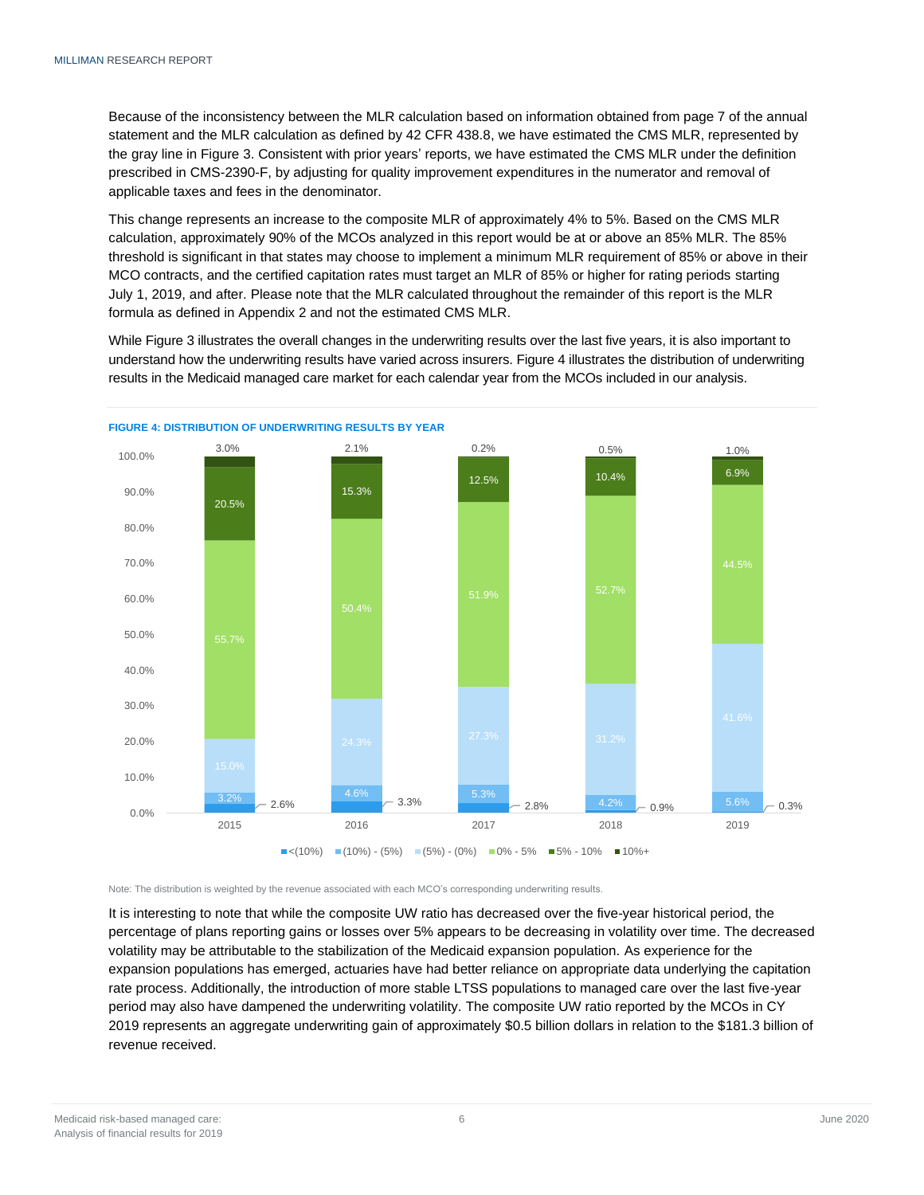Because of the inconsistency between the MLR calculation based on information obtained from page 7 of the annual statement and the MLR calculation as defined by 42 CFR 438.8, we have estimated the CMS MLR, represented by the gray line in Figure 3. Consistent with prior years' reports, we have estimated the CMS MLR under the definition prescribed in CMS-2390-F, by adjusting for quality improvement expenditures in the numerator and removal of applicable taxes and fees in the denominator.

This change represents an increase to the composite MLR of approximately 4% to 5%. Based on the CMS MLR calculation, approximately 90% of the MCOs analyzed in this report would be at or above an 85% MLR. The 85% threshold is significant in that states may choose to implement a minimum MLR requirement of 85% or above in their MCO contracts, and the certified capitation rates must target an MLR of 85% or higher for rating periods starting July 1, 2019, and after. Please note that the MLR calculated throughout the remainder of this report is the MLR formula as defined in Appendix 2 and not the estimated CMS MLR.

While Figure 3 illustrates the overall changes in the underwriting results over the last five years, it is also important to understand how the underwriting results have varied across insurers. Figure 4 illustrates the distribution of underwriting results in the Medicaid managed care market for each calendar year from the MCOs included in our analysis.

**FIGURE 4: DISTRIBUTION OF UNDERWRITING RESULTS BY YEAR**

100.0%
90.0%
80.0%
70.0%
60.0%
50.0%
40.0%
30.0%
20.0%
10.0%
0.0%

2015: 3.0%, 20.5%, 55.7%, 15.0%, 3.2%, 2.6%
2016: 2.1%, 15.3%, 50.4%, 24.3%, 4.6%, 3.3%
2017: 0.2%, 12.5%, 51.9%, 27.3%, 5.3%, 2.8%
2018: 0.5%, 10.4%, 52.7%, 31.2%, 4.2%, 0.9%
2019: 1.0%, 6.9%, 44.5%, 41.6%, 5.6%, 0.3%

<(10%) (10%) - (5%) (5%) - (0%) 0% - 5% 5% - 10% 10%+

Note: The distribution is weighted by the revenue associated with each MCO's corresponding underwriting results.

It is interesting to note that while the composite UW ratio has decreased over the five-year historical period, the percentage of plans reporting gains or losses over 5% appears to be decreasing in volatility over time. The decreased volatility may be attributable to the stabilization of the Medicaid expansion population. As experience for the expansion populations has emerged, actuaries have had better reliance on appropriate data underlying the capitation rate process. Additionally, the introduction of more stable LTSS populations to managed care over the last five-year period may also have dampened the underwriting volatility. The composite UW ratio reported by the MCOs in CY 2019 represents an aggregate underwriting gain of approximately $0.5 billion dollars in relation to the $181.3 billion of revenue received.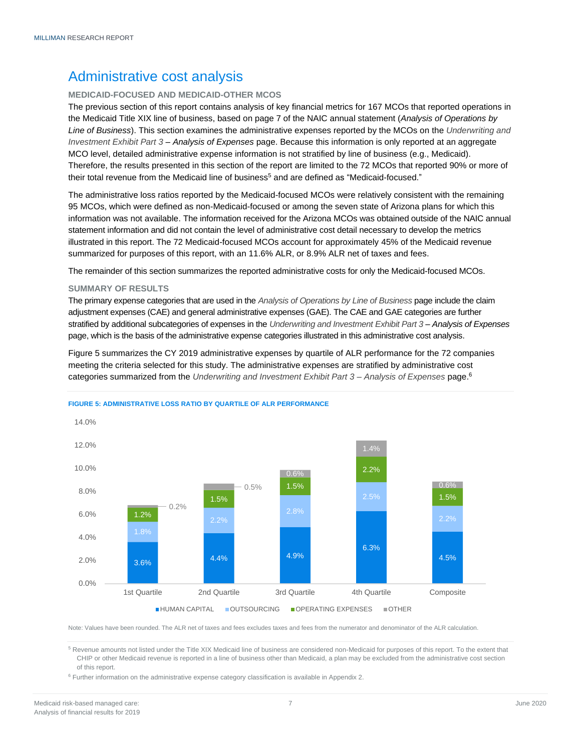# Administrative cost analysis

### MEDICAID-FOCUSED AND MEDICAID-OTHER MCOS

The previous section of this report contains analysis of key financial metrics for 167 MCOs that reported operations in the Medicaid Title XIX line of business, based on page 7 of the NAIC annual statement (*Analysis of Operations by Line of Business*). This section examines the administrative expenses reported by the MCOs on the *Underwriting and Investment Exhibit Part 3 – Analysis of Expenses* page. Because this information is only reported at an aggregate MCO level, detailed administrative expense information is not stratified by line of business (e.g., Medicaid). Therefore, the results presented in this section of the report are limited to the 72 MCOs that reported 90% or more of their total revenue from the Medicaid line of business[5] and are defined as "Medicaid-focused."

The administrative loss ratios reported by the Medicaid-focused MCOs were relatively consistent with the remaining 95 MCOs, which were defined as non-Medicaid-focused or among the seven state of Arizona plans for which this information was not available. The information received for the Arizona MCOs was obtained outside of the NAIC annual statement information and did not contain the level of administrative cost detail necessary to develop the metrics illustrated in this report. The 72 Medicaid-focused MCOs account for approximately 45% of the Medicaid revenue summarized for purposes of this report, with an 11.6% ALR, or 8.9% ALR net of taxes and fees.

The remainder of this section summarizes the reported administrative costs for only the Medicaid-focused MCOs.

### SUMMARY OF RESULTS

The primary expense categories that are used in the *Analysis of Operations by Line of Business* page include the claim adjustment expenses (CAE) and general administrative expenses (GAE). The CAE and GAE categories are further stratified by additional subcategories of expenses in the *Underwriting and Investment Exhibit Part 3 – Analysis of Expenses* page, which is the basis of the administrative expense categories illustrated in this administrative cost analysis.

Figure 5 summarizes the CY 2019 administrative expenses by quartile of ALR performance for the 72 companies meeting the criteria selected for this study. The administrative expenses are stratified by administrative cost categories summarized from the *Underwriting and Investment Exhibit Part 3 – Analysis of Expenses* page.[6]

**FIGURE 5: ADMINISTRATIVE LOSS RATIO BY QUARTILE OF ALR PERFORMANCE**

14.0%
12.0%
10.0%
8.0%
6.0%
4.0%
2.0%
0.0%

1st Quartile: 3.6%, 1.8%, 1.2%, 0.2%
2nd Quartile: 4.4%, 2.2%, 1.5%, 0.5%
3rd Quartile: 4.9%, 2.8%, 1.5%, 0.6%
4th Quartile: 6.3%, 2.5%, 2.2%, 1.4%
Composite: 4.5%, 2.2%, 1.5%, 0.6%

HUMAN CAPITAL | OUTSOURCING | OPERATING EXPENSES | OTHER

Note: Values have been rounded. The ALR net of taxes and fees excludes taxes and fees from the numerator and denominator of the ALR calculation.

---

[5] Revenue amounts not listed under the Title XIX Medicaid line of business are considered non-Medicaid for purposes of this report. To the extent that CHIP or other Medicaid revenue is reported in a line of business other than Medicaid, a plan may be excluded from the administrative cost section of this report.

[6] Further information on the administrative expense category classification is available in Appendix 2.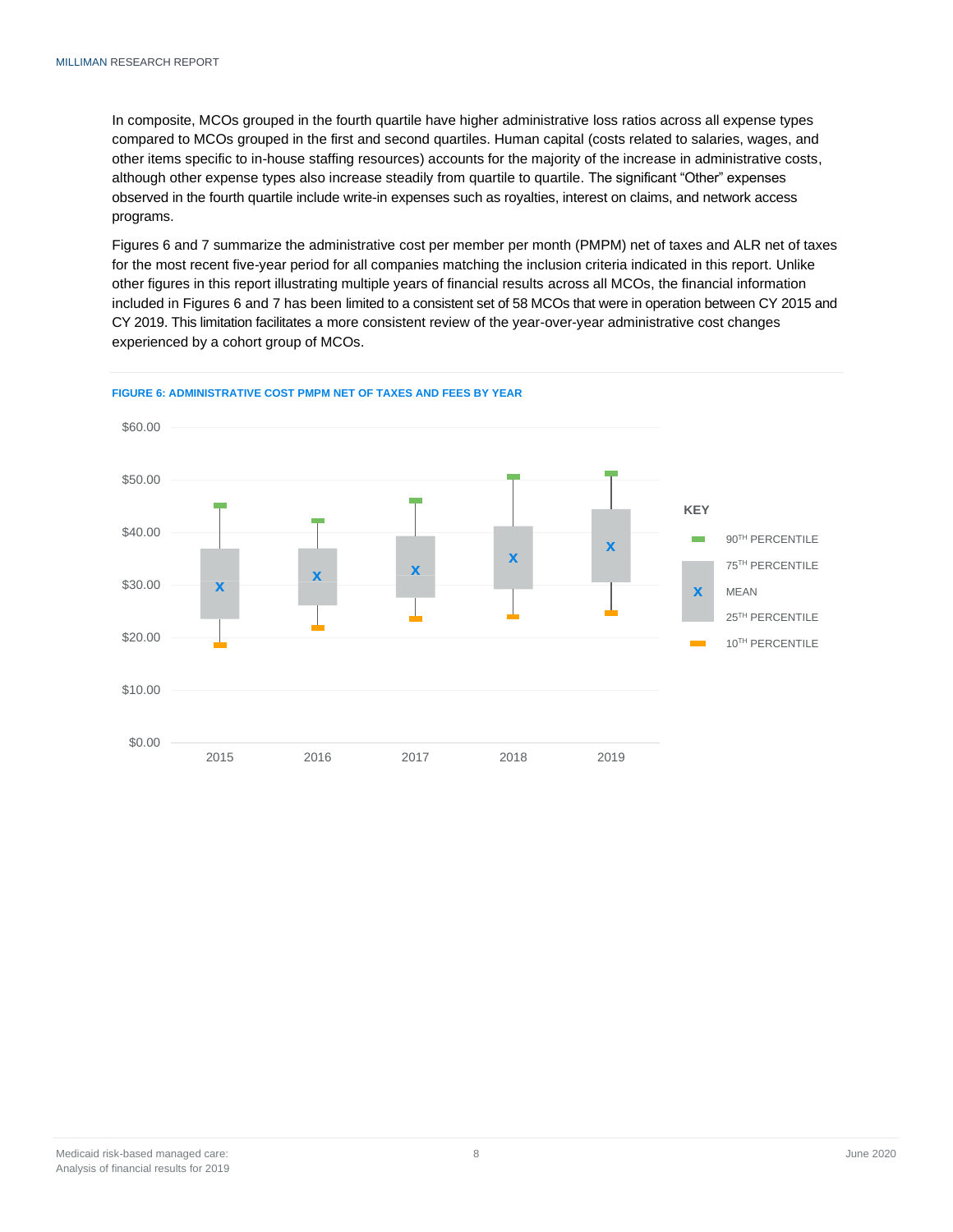In composite, MCOs grouped in the fourth quartile have higher administrative loss ratios across all expense types compared to MCOs grouped in the first and second quartiles. Human capital (costs related to salaries, wages, and other items specific to in-house staffing resources) accounts for the majority of the increase in administrative costs, although other expense types also increase steadily from quartile to quartile. The significant "Other" expenses observed in the fourth quartile include write-in expenses such as royalties, interest on claims, and network access programs.

Figures 6 and 7 summarize the administrative cost per member per month (PMPM) net of taxes and ALR net of taxes for the most recent five-year period for all companies matching the inclusion criteria indicated in this report. Unlike other figures in this report illustrating multiple years of financial results across all MCOs, the financial information included in Figures 6 and 7 has been limited to a consistent set of 58 MCOs that were in operation between CY 2015 and CY 2019. This limitation facilitates a more consistent review of the year-over-year administrative cost changes experienced by a cohort group of MCOs.

**FIGURE 6: ADMINISTRATIVE COST PMPM NET OF TAXES AND FEES BY YEAR**

$60.00
$50.00
$40.00
$30.00
$20.00
$10.00
$0.00

2015
2016
2017
2018
2019

KEY
90TH PERCENTILE
75TH PERCENTILE
MEAN
25TH PERCENTILE
10TH PERCENTILE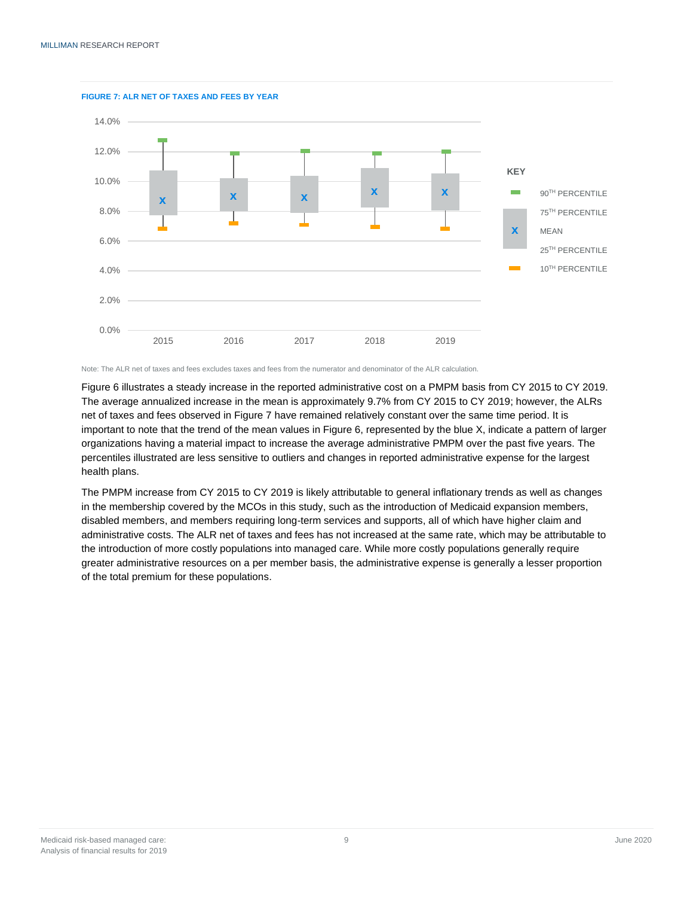**FIGURE 7: ALR NET OF TAXES AND FEES BY YEAR**

14.0%
12.0%
10.0%
8.0%
6.0%
4.0%
2.0%
0.0%

2015
2016
2017
2018
2019

KEY
90TH PERCENTILE
75TH PERCENTILE
X MEAN
25TH PERCENTILE
10TH PERCENTILE

Note: The ALR net of taxes and fees excludes taxes and fees from the numerator and denominator of the ALR calculation.

Figure 6 illustrates a steady increase in the reported administrative cost on a PMPM basis from CY 2015 to CY 2019. The average annualized increase in the mean is approximately 9.7% from CY 2015 to CY 2019; however, the ALRs net of taxes and fees observed in Figure 7 have remained relatively constant over the same time period. It is important to note that the trend of the mean values in Figure 6, represented by the blue X, indicate a pattern of larger organizations having a material impact to increase the average administrative PMPM over the past five years. The percentiles illustrated are less sensitive to outliers and changes in reported administrative expense for the largest health plans.

The PMPM increase from CY 2015 to CY 2019 is likely attributable to general inflationary trends as well as changes in the membership covered by the MCOs in this study, such as the introduction of Medicaid expansion members, disabled members, and members requiring long-term services and supports, all of which have higher claim and administrative costs. The ALR net of taxes and fees has not increased at the same rate, which may be attributable to the introduction of more costly populations into managed care. While more costly populations generally require greater administrative resources on a per member basis, the administrative expense is generally a lesser proportion of the total premium for these populations.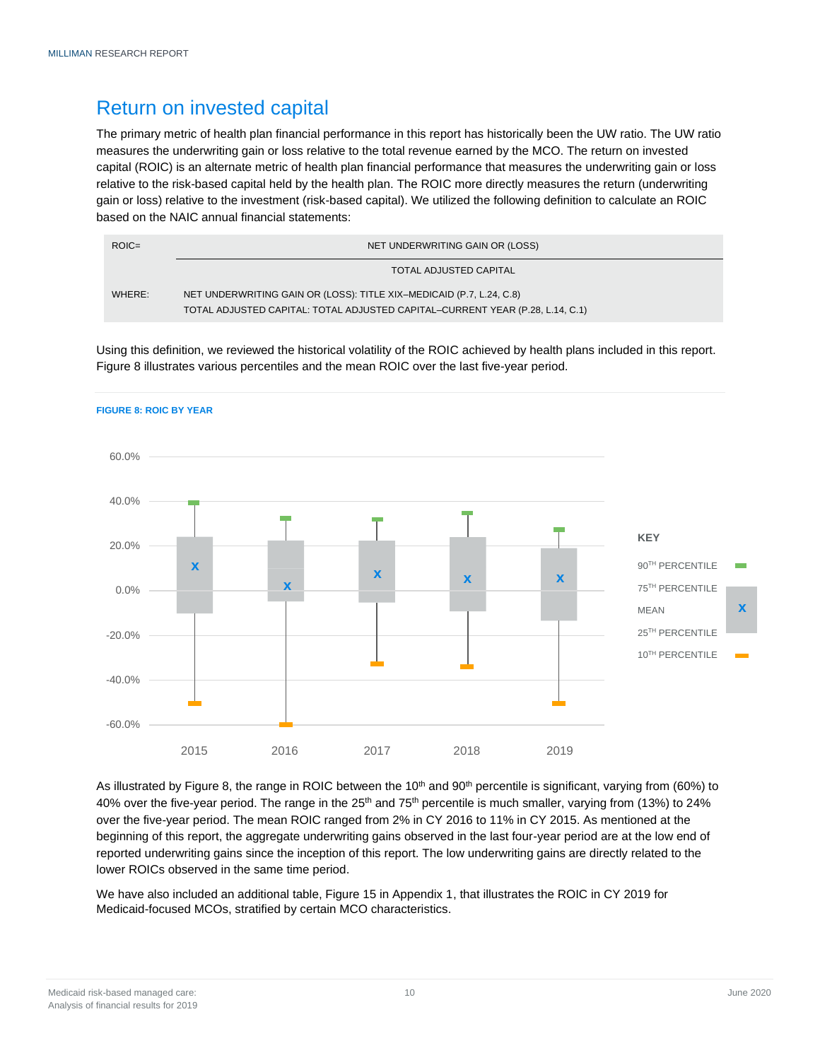## Return on invested capital

The primary metric of health plan financial performance in this report has historically been the UW ratio. The UW ratio measures the underwriting gain or loss relative to the total revenue earned by the MCO. The return on invested capital (ROIC) is an alternate metric of health plan financial performance that measures the underwriting gain or loss relative to the risk-based capital held by the health plan. The ROIC more directly measures the return (underwriting gain or loss) relative to the investment (risk-based capital). We utilized the following definition to calculate an ROIC based on the NAIC annual financial statements:

$$\text{ROIC} = \frac{\text{NET UNDERWRITING GAIN OR (LOSS)}}{\text{TOTAL ADJUSTED CAPITAL}}$$

WHERE: NET UNDERWRITING GAIN OR (LOSS): TITLE XIX–MEDICAID (P.7, L.24, C.8)
TOTAL ADJUSTED CAPITAL: TOTAL ADJUSTED CAPITAL–CURRENT YEAR (P.28, L.14, C.1)

Using this definition, we reviewed the historical volatility of the ROIC achieved by health plans included in this report. Figure 8 illustrates various percentiles and the mean ROIC over the last five-year period.

**FIGURE 8: ROIC BY YEAR**

60.0%
40.0%
20.0%
0.0%
-20.0%
-40.0%
-60.0%

2015
2016
2017
2018
2019

KEY
90TH PERCENTILE
75TH PERCENTILE
MEAN
25TH PERCENTILE
10TH PERCENTILE

As illustrated by Figure 8, the range in ROIC between the 10th and 90th percentile is significant, varying from (60%) to 40% over the five-year period. The range in the 25th and 75th percentile is much smaller, varying from (13%) to 24% over the five-year period. The mean ROIC ranged from 2% in CY 2016 to 11% in CY 2015. As mentioned at the beginning of this report, the aggregate underwriting gains observed in the last four-year period are at the low end of reported underwriting gains since the inception of this report. The low underwriting gains are directly related to the lower ROICs observed in the same time period.

We have also included an additional table, Figure 15 in Appendix 1, that illustrates the ROIC in CY 2019 for Medicaid-focused MCOs, stratified by certain MCO characteristics.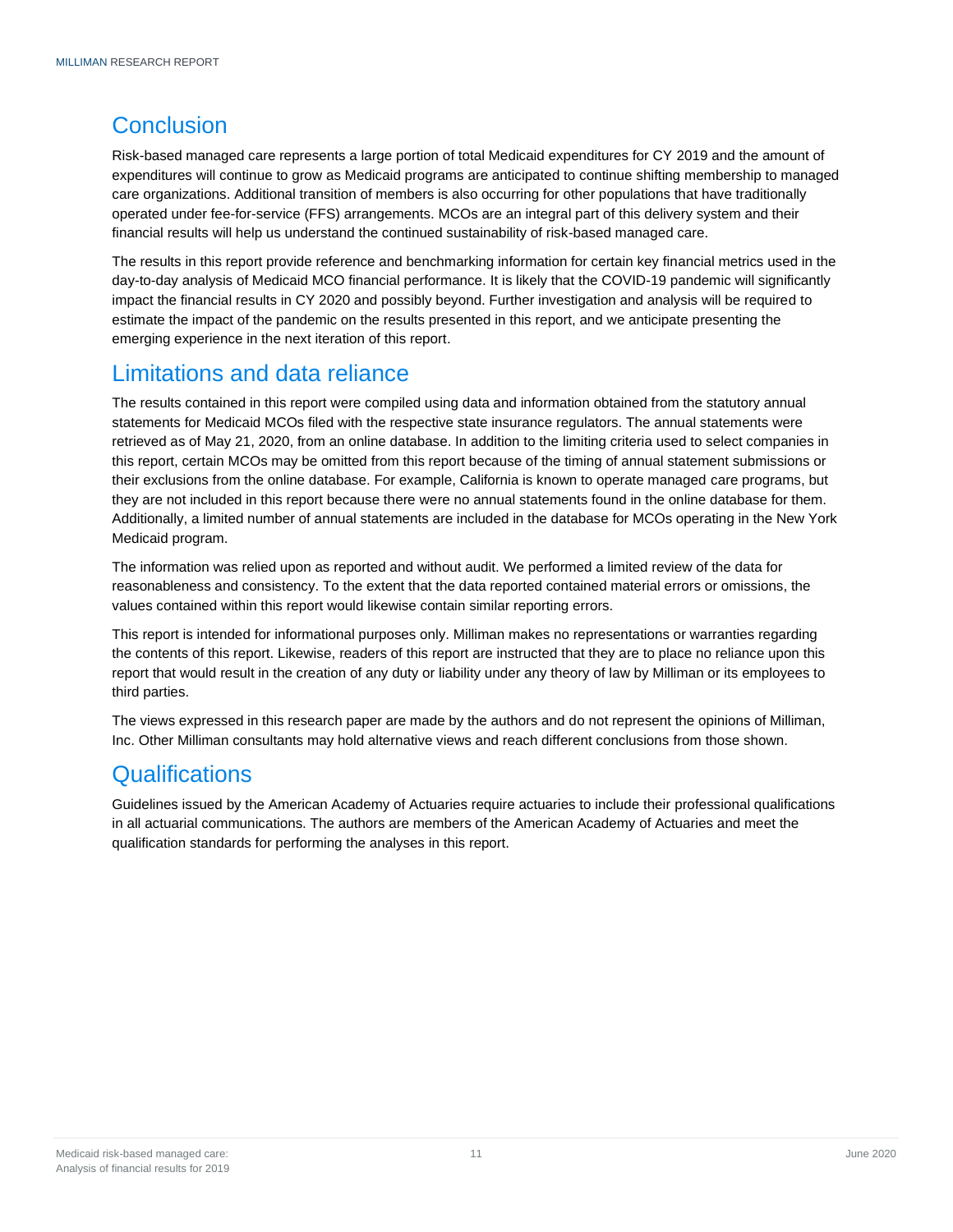## Conclusion

Risk-based managed care represents a large portion of total Medicaid expenditures for CY 2019 and the amount of expenditures will continue to grow as Medicaid programs are anticipated to continue shifting membership to managed care organizations. Additional transition of members is also occurring for other populations that have traditionally operated under fee-for-service (FFS) arrangements. MCOs are an integral part of this delivery system and their financial results will help us understand the continued sustainability of risk-based managed care.

The results in this report provide reference and benchmarking information for certain key financial metrics used in the day-to-day analysis of Medicaid MCO financial performance. It is likely that the COVID-19 pandemic will significantly impact the financial results in CY 2020 and possibly beyond. Further investigation and analysis will be required to estimate the impact of the pandemic on the results presented in this report, and we anticipate presenting the emerging experience in the next iteration of this report.

## Limitations and data reliance

The results contained in this report were compiled using data and information obtained from the statutory annual statements for Medicaid MCOs filed with the respective state insurance regulators. The annual statements were retrieved as of May 21, 2020, from an online database. In addition to the limiting criteria used to select companies in this report, certain MCOs may be omitted from this report because of the timing of annual statement submissions or their exclusions from the online database. For example, California is known to operate managed care programs, but they are not included in this report because there were no annual statements found in the online database for them. Additionally, a limited number of annual statements are included in the database for MCOs operating in the New York Medicaid program.

The information was relied upon as reported and without audit. We performed a limited review of the data for reasonableness and consistency. To the extent that the data reported contained material errors or omissions, the values contained within this report would likewise contain similar reporting errors.

This report is intended for informational purposes only. Milliman makes no representations or warranties regarding the contents of this report. Likewise, readers of this report are instructed that they are to place no reliance upon this report that would result in the creation of any duty or liability under any theory of law by Milliman or its employees to third parties.

The views expressed in this research paper are made by the authors and do not represent the opinions of Milliman, Inc. Other Milliman consultants may hold alternative views and reach different conclusions from those shown.

## Qualifications

Guidelines issued by the American Academy of Actuaries require actuaries to include their professional qualifications in all actuarial communications. The authors are members of the American Academy of Actuaries and meet the qualification standards for performing the analyses in this report.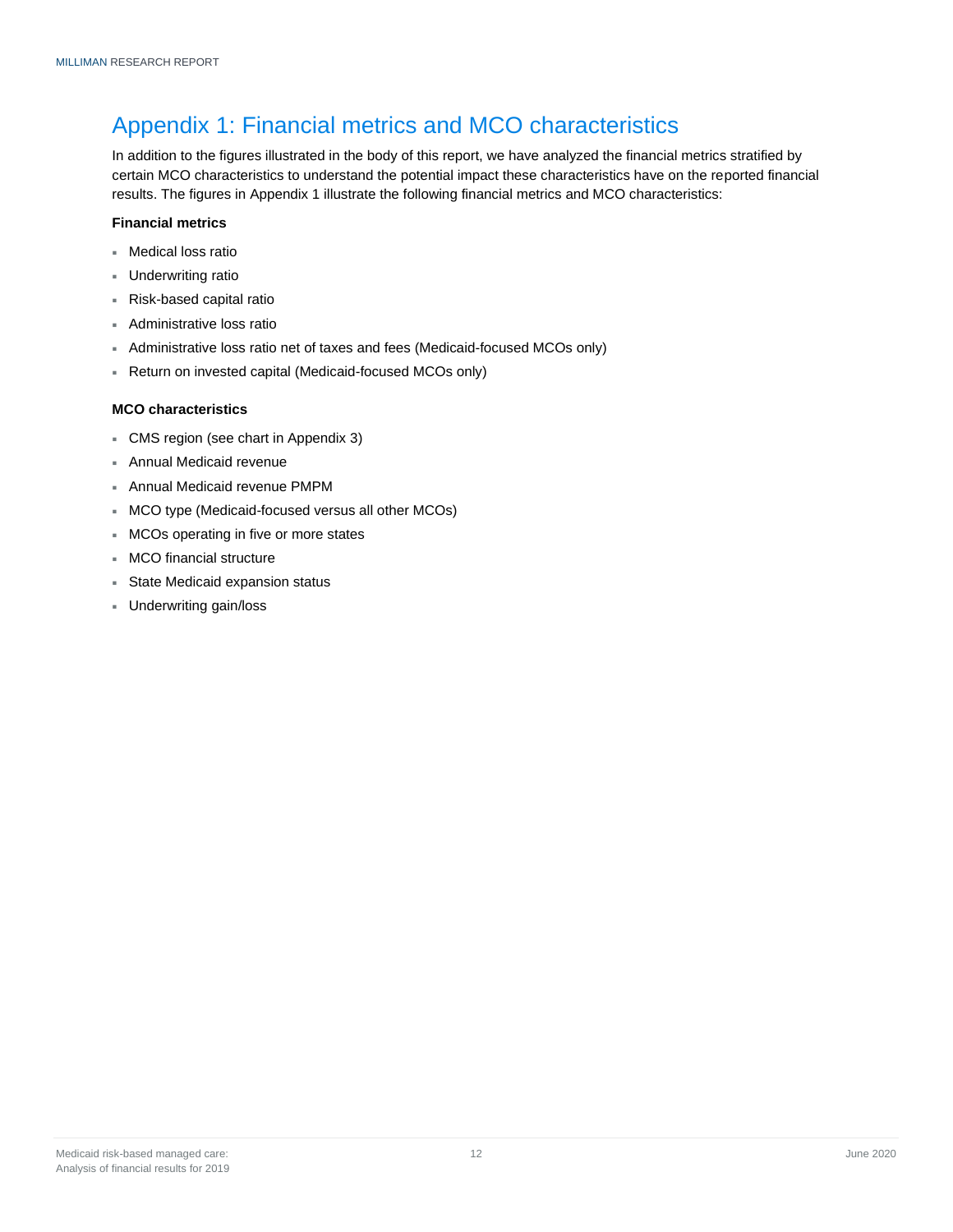# Appendix 1: Financial metrics and MCO characteristics

In addition to the figures illustrated in the body of this report, we have analyzed the financial metrics stratified by certain MCO characteristics to understand the potential impact these characteristics have on the reported financial results. The figures in Appendix 1 illustrate the following financial metrics and MCO characteristics:

**Financial metrics**

- Medical loss ratio
- Underwriting ratio
- Risk-based capital ratio
- Administrative loss ratio
- Administrative loss ratio net of taxes and fees (Medicaid-focused MCOs only)
- Return on invested capital (Medicaid-focused MCOs only)

**MCO characteristics**

- CMS region (see chart in Appendix 3)
- Annual Medicaid revenue
- Annual Medicaid revenue PMPM
- MCO type (Medicaid-focused versus all other MCOs)
- MCOs operating in five or more states
- MCO financial structure
- State Medicaid expansion status
- Underwriting gain/loss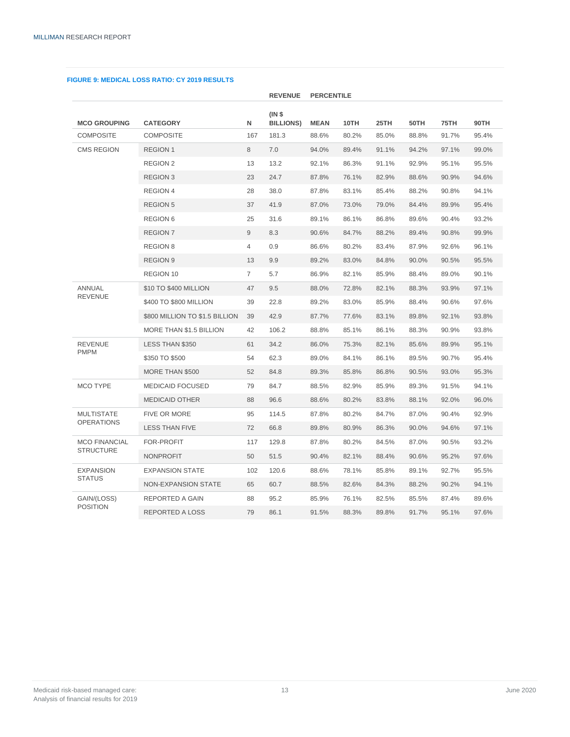**FIGURE 9: MEDICAL LOSS RATIO: CY 2019 RESULTS**

| MCO GROUPING | CATEGORY | N | REVENUE (IN $ BILLIONS) | PERCENTILE MEAN | 10TH | 25TH | 50TH | 75TH | 90TH |
|---|---|---|---|---|---|---|---|---|---|
| COMPOSITE | COMPOSITE | 167 | 181.3 | 88.6% | 80.2% | 85.0% | 88.8% | 91.7% | 95.4% |
| CMS REGION | REGION 1 | 8 | 7.0 | 94.0% | 89.4% | 91.1% | 94.2% | 97.1% | 99.0% |
| | REGION 2 | 13 | 13.2 | 92.1% | 86.3% | 91.1% | 92.9% | 95.1% | 95.5% |
| | REGION 3 | 23 | 24.7 | 87.8% | 76.1% | 82.9% | 88.6% | 90.9% | 94.6% |
| | REGION 4 | 28 | 38.0 | 87.8% | 83.1% | 85.4% | 88.2% | 90.8% | 94.1% |
| | REGION 5 | 37 | 41.9 | 87.0% | 73.0% | 79.0% | 84.4% | 89.9% | 95.4% |
| | REGION 6 | 25 | 31.6 | 89.1% | 86.1% | 86.8% | 89.6% | 90.4% | 93.2% |
| | REGION 7 | 9 | 8.3 | 90.6% | 84.7% | 88.2% | 89.4% | 90.8% | 99.9% |
| | REGION 8 | 4 | 0.9 | 86.6% | 80.2% | 83.4% | 87.9% | 92.6% | 96.1% |
| | REGION 9 | 13 | 9.9 | 89.2% | 83.0% | 84.8% | 90.0% | 90.5% | 95.5% |
| | REGION 10 | 7 | 5.7 | 86.9% | 82.1% | 85.9% | 88.4% | 89.0% | 90.1% |
| ANNUAL REVENUE | $10 TO $400 MILLION | 47 | 9.5 | 88.0% | 72.8% | 82.1% | 88.3% | 93.9% | 97.1% |
| | $400 TO $800 MILLION | 39 | 22.8 | 89.2% | 83.0% | 85.9% | 88.4% | 90.6% | 97.6% |
| | $800 MILLION TO $1.5 BILLION | 39 | 42.9 | 87.7% | 77.6% | 83.1% | 89.8% | 92.1% | 93.8% |
| | MORE THAN $1.5 BILLION | 42 | 106.2 | 88.8% | 85.1% | 86.1% | 88.3% | 90.9% | 93.8% |
| REVENUE PMPM | LESS THAN $350 | 61 | 34.2 | 86.0% | 75.3% | 82.1% | 85.6% | 89.9% | 95.1% |
| | $350 TO $500 | 54 | 62.3 | 89.0% | 84.1% | 86.1% | 89.5% | 90.7% | 95.4% |
| | MORE THAN $500 | 52 | 84.8 | 89.3% | 85.8% | 86.8% | 90.5% | 93.0% | 95.3% |
| MCO TYPE | MEDICAID FOCUSED | 79 | 84.7 | 88.5% | 82.9% | 85.9% | 89.3% | 91.5% | 94.1% |
| | MEDICAID OTHER | 88 | 96.6 | 88.6% | 80.2% | 83.8% | 88.1% | 92.0% | 96.0% |
| MULTISTATE OPERATIONS | FIVE OR MORE | 95 | 114.5 | 87.8% | 80.2% | 84.7% | 87.0% | 90.4% | 92.9% |
| | LESS THAN FIVE | 72 | 66.8 | 89.8% | 80.9% | 86.3% | 90.0% | 94.6% | 97.1% |
| MCO FINANCIAL STRUCTURE | FOR-PROFIT | 117 | 129.8 | 87.8% | 80.2% | 84.5% | 87.0% | 90.5% | 93.2% |
| | NONPROFIT | 50 | 51.5 | 90.4% | 82.1% | 88.4% | 90.6% | 95.2% | 97.6% |
| EXPANSION STATUS | EXPANSION STATE | 102 | 120.6 | 88.6% | 78.1% | 85.8% | 89.1% | 92.7% | 95.5% |
| | NON-EXPANSION STATE | 65 | 60.7 | 88.5% | 82.6% | 84.3% | 88.2% | 90.2% | 94.1% |
| GAIN/(LOSS) POSITION | REPORTED A GAIN | 88 | 95.2 | 85.9% | 76.1% | 82.5% | 85.5% | 87.4% | 89.6% |
| | REPORTED A LOSS | 79 | 86.1 | 91.5% | 88.3% | 89.8% | 91.7% | 95.1% | 97.6% |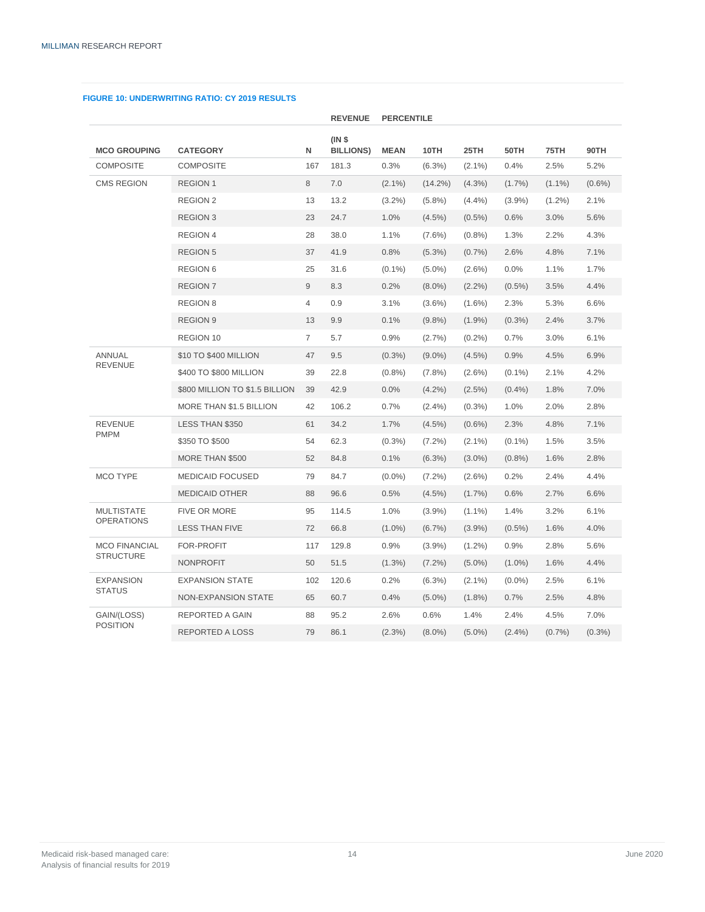**FIGURE 10: UNDERWRITING RATIO: CY 2019 RESULTS**

| | | | REVENUE | PERCENTILE | | | | | |
|---|---|---|---|---|---|---|---|---|---|
| MCO GROUPING | CATEGORY | N | (IN $ BILLIONS) | MEAN | 10TH | 25TH | 50TH | 75TH | 90TH |
| COMPOSITE | COMPOSITE | 167 | 181.3 | 0.3% | (6.3%) | (2.1%) | 0.4% | 2.5% | 5.2% |
| CMS REGION | REGION 1 | 8 | 7.0 | (2.1%) | (14.2%) | (4.3%) | (1.7%) | (1.1%) | (0.6%) |
| | REGION 2 | 13 | 13.2 | (3.2%) | (5.8%) | (4.4%) | (3.9%) | (1.2%) | 2.1% |
| | REGION 3 | 23 | 24.7 | 1.0% | (4.5%) | (0.5%) | 0.6% | 3.0% | 5.6% |
| | REGION 4 | 28 | 38.0 | 1.1% | (7.6%) | (0.8%) | 1.3% | 2.2% | 4.3% |
| | REGION 5 | 37 | 41.9 | 0.8% | (5.3%) | (0.7%) | 2.6% | 4.8% | 7.1% |
| | REGION 6 | 25 | 31.6 | (0.1%) | (5.0%) | (2.6%) | 0.0% | 1.1% | 1.7% |
| | REGION 7 | 9 | 8.3 | 0.2% | (8.0%) | (2.2%) | (0.5%) | 3.5% | 4.4% |
| | REGION 8 | 4 | 0.9 | 3.1% | (3.6%) | (1.6%) | 2.3% | 5.3% | 6.6% |
| | REGION 9 | 13 | 9.9 | 0.1% | (9.8%) | (1.9%) | (0.3%) | 2.4% | 3.7% |
| | REGION 10 | 7 | 5.7 | 0.9% | (2.7%) | (0.2%) | 0.7% | 3.0% | 6.1% |
| ANNUAL REVENUE | $10 TO $400 MILLION | 47 | 9.5 | (0.3%) | (9.0%) | (4.5%) | 0.9% | 4.5% | 6.9% |
| | $400 TO $800 MILLION | 39 | 22.8 | (0.8%) | (7.8%) | (2.6%) | (0.1%) | 2.1% | 4.2% |
| | $800 MILLION TO $1.5 BILLION | 39 | 42.9 | 0.0% | (4.2%) | (2.5%) | (0.4%) | 1.8% | 7.0% |
| | MORE THAN $1.5 BILLION | 42 | 106.2 | 0.7% | (2.4%) | (0.3%) | 1.0% | 2.0% | 2.8% |
| REVENUE PMPM | LESS THAN $350 | 61 | 34.2 | 1.7% | (4.5%) | (0.6%) | 2.3% | 4.8% | 7.1% |
| | $350 TO $500 | 54 | 62.3 | (0.3%) | (7.2%) | (2.1%) | (0.1%) | 1.5% | 3.5% |
| | MORE THAN $500 | 52 | 84.8 | 0.1% | (6.3%) | (3.0%) | (0.8%) | 1.6% | 2.8% |
| MCO TYPE | MEDICAID FOCUSED | 79 | 84.7 | (0.0%) | (7.2%) | (2.6%) | 0.2% | 2.4% | 4.4% |
| | MEDICAID OTHER | 88 | 96.6 | 0.5% | (4.5%) | (1.7%) | 0.6% | 2.7% | 6.6% |
| MULTISTATE OPERATIONS | FIVE OR MORE | 95 | 114.5 | 1.0% | (3.9%) | (1.1%) | 1.4% | 3.2% | 6.1% |
| | LESS THAN FIVE | 72 | 66.8 | (1.0%) | (6.7%) | (3.9%) | (0.5%) | 1.6% | 4.0% |
| MCO FINANCIAL STRUCTURE | FOR-PROFIT | 117 | 129.8 | 0.9% | (3.9%) | (1.2%) | 0.9% | 2.8% | 5.6% |
| | NONPROFIT | 50 | 51.5 | (1.3%) | (7.2%) | (5.0%) | (1.0%) | 1.6% | 4.4% |
| EXPANSION STATUS | EXPANSION STATE | 102 | 120.6 | 0.2% | (6.3%) | (2.1%) | (0.0%) | 2.5% | 6.1% |
| | NON-EXPANSION STATE | 65 | 60.7 | 0.4% | (5.0%) | (1.8%) | 0.7% | 2.5% | 4.8% |
| GAIN/(LOSS) POSITION | REPORTED A GAIN | 88 | 95.2 | 2.6% | 0.6% | 1.4% | 2.4% | 4.5% | 7.0% |
| | REPORTED A LOSS | 79 | 86.1 | (2.3%) | (8.0%) | (5.0%) | (2.4%) | (0.7%) | (0.3%) |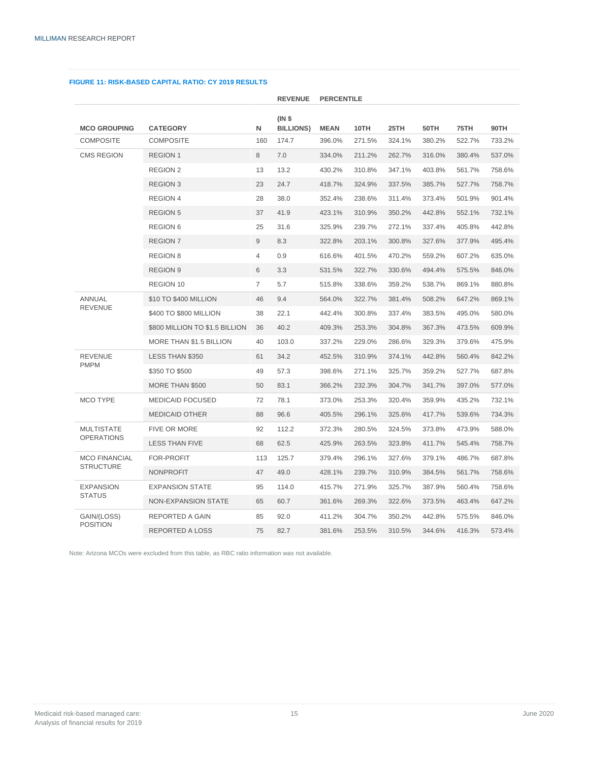**FIGURE 11: RISK-BASED CAPITAL RATIO: CY 2019 RESULTS**

| | | | REVENUE | PERCENTILE | | | | | |
|---|---|---|---|---|---|---|---|---|---|
| MCO GROUPING | CATEGORY | N | (IN $ BILLIONS) | MEAN | 10TH | 25TH | 50TH | 75TH | 90TH |
| COMPOSITE | COMPOSITE | 160 | 174.7 | 396.0% | 271.5% | 324.1% | 380.2% | 522.7% | 733.2% |
| CMS REGION | REGION 1 | 8 | 7.0 | 334.0% | 211.2% | 262.7% | 316.0% | 380.4% | 537.0% |
| | REGION 2 | 13 | 13.2 | 430.2% | 310.8% | 347.1% | 403.8% | 561.7% | 758.6% |
| | REGION 3 | 23 | 24.7 | 418.7% | 324.9% | 337.5% | 385.7% | 527.7% | 758.7% |
| | REGION 4 | 28 | 38.0 | 352.4% | 238.6% | 311.4% | 373.4% | 501.9% | 901.4% |
| | REGION 5 | 37 | 41.9 | 423.1% | 310.9% | 350.2% | 442.8% | 552.1% | 732.1% |
| | REGION 6 | 25 | 31.6 | 325.9% | 239.7% | 272.1% | 337.4% | 405.8% | 442.8% |
| | REGION 7 | 9 | 8.3 | 322.8% | 203.1% | 300.8% | 327.6% | 377.9% | 495.4% |
| | REGION 8 | 4 | 0.9 | 616.6% | 401.5% | 470.2% | 559.2% | 607.2% | 635.0% |
| | REGION 9 | 6 | 3.3 | 531.5% | 322.7% | 330.6% | 494.4% | 575.5% | 846.0% |
| | REGION 10 | 7 | 5.7 | 515.8% | 338.6% | 359.2% | 538.7% | 869.1% | 880.8% |
| ANNUAL REVENUE | $10 TO $400 MILLION | 46 | 9.4 | 564.0% | 322.7% | 381.4% | 508.2% | 647.2% | 869.1% |
| | $400 TO $800 MILLION | 38 | 22.1 | 442.4% | 300.8% | 337.4% | 383.5% | 495.0% | 580.0% |
| | $800 MILLION TO $1.5 BILLION | 36 | 40.2 | 409.3% | 253.3% | 304.8% | 367.3% | 473.5% | 609.9% |
| | MORE THAN $1.5 BILLION | 40 | 103.0 | 337.2% | 229.0% | 286.6% | 329.3% | 379.6% | 475.9% |
| REVENUE PMPM | LESS THAN $350 | 61 | 34.2 | 452.5% | 310.9% | 374.1% | 442.8% | 560.4% | 842.2% |
| | $350 TO $500 | 49 | 57.3 | 398.6% | 271.1% | 325.7% | 359.2% | 527.7% | 687.8% |
| | MORE THAN $500 | 50 | 83.1 | 366.2% | 232.3% | 304.7% | 341.7% | 397.0% | 577.0% |
| MCO TYPE | MEDICAID FOCUSED | 72 | 78.1 | 373.0% | 253.3% | 320.4% | 359.9% | 435.2% | 732.1% |
| | MEDICAID OTHER | 88 | 96.6 | 405.5% | 296.1% | 325.6% | 417.7% | 539.6% | 734.3% |
| MULTISTATE OPERATIONS | FIVE OR MORE | 92 | 112.2 | 372.3% | 280.5% | 324.5% | 373.8% | 473.9% | 588.0% |
| | LESS THAN FIVE | 68 | 62.5 | 425.9% | 263.5% | 323.8% | 411.7% | 545.4% | 758.7% |
| MCO FINANCIAL STRUCTURE | FOR-PROFIT | 113 | 125.7 | 379.4% | 296.1% | 327.6% | 379.1% | 486.7% | 687.8% |
| | NONPROFIT | 47 | 49.0 | 428.1% | 239.7% | 310.9% | 384.5% | 561.7% | 758.6% |
| EXPANSION STATUS | EXPANSION STATE | 95 | 114.0 | 415.7% | 271.9% | 325.7% | 387.9% | 560.4% | 758.6% |
| | NON-EXPANSION STATE | 65 | 60.7 | 361.6% | 269.3% | 322.6% | 373.5% | 463.4% | 647.2% |
| GAIN/(LOSS) POSITION | REPORTED A GAIN | 85 | 92.0 | 411.2% | 304.7% | 350.2% | 442.8% | 575.5% | 846.0% |
| | REPORTED A LOSS | 75 | 82.7 | 381.6% | 253.5% | 310.5% | 344.6% | 416.3% | 573.4% |

Note: Arizona MCOs were excluded from this table, as RBC ratio information was not available.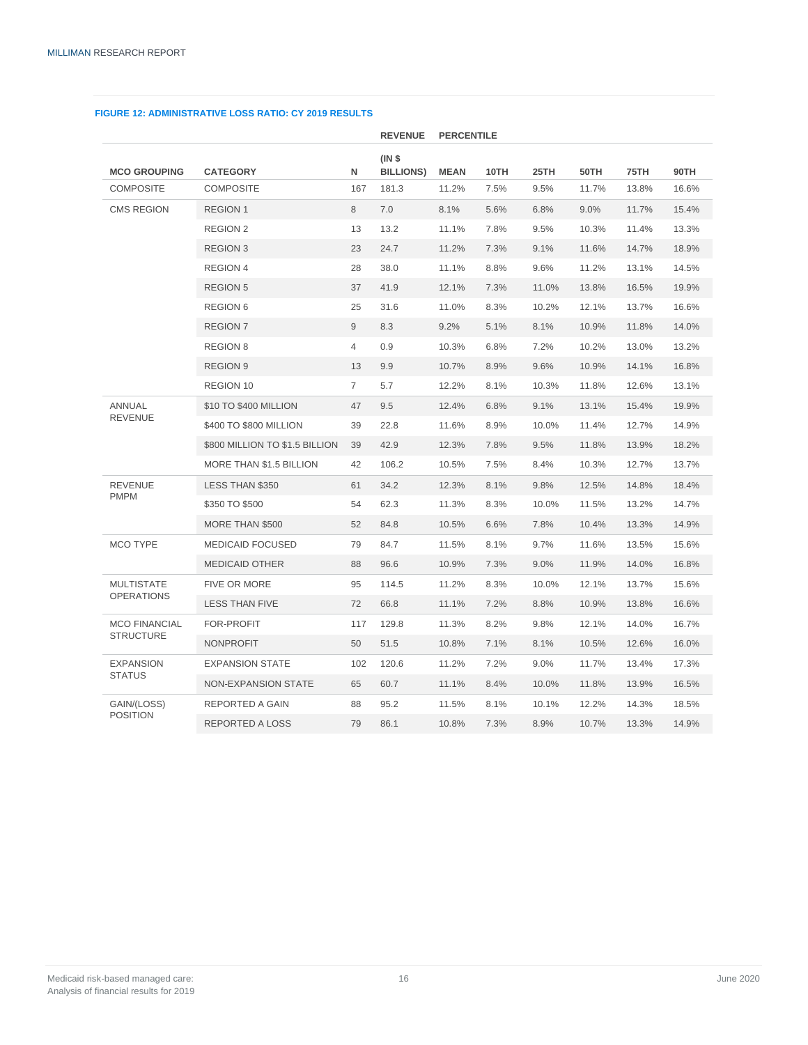**FIGURE 12: ADMINISTRATIVE LOSS RATIO: CY 2019 RESULTS**

| MCO GROUPING | CATEGORY | N | REVENUE (IN $ BILLIONS) | MEAN | PERCENTILE 10TH | 25TH | 50TH | 75TH | 90TH |
|---|---|---|---|---|---|---|---|---|---|
| COMPOSITE | COMPOSITE | 167 | 181.3 | 11.2% | 7.5% | 9.5% | 11.7% | 13.8% | 16.6% |
| CMS REGION | REGION 1 | 8 | 7.0 | 8.1% | 5.6% | 6.8% | 9.0% | 11.7% | 15.4% |
| | REGION 2 | 13 | 13.2 | 11.1% | 7.8% | 9.5% | 10.3% | 11.4% | 13.3% |
| | REGION 3 | 23 | 24.7 | 11.2% | 7.3% | 9.1% | 11.6% | 14.7% | 18.9% |
| | REGION 4 | 28 | 38.0 | 11.1% | 8.8% | 9.6% | 11.2% | 13.1% | 14.5% |
| | REGION 5 | 37 | 41.9 | 12.1% | 7.3% | 11.0% | 13.8% | 16.5% | 19.9% |
| | REGION 6 | 25 | 31.6 | 11.0% | 8.3% | 10.2% | 12.1% | 13.7% | 16.6% |
| | REGION 7 | 9 | 8.3 | 9.2% | 5.1% | 8.1% | 10.9% | 11.8% | 14.0% |
| | REGION 8 | 4 | 0.9 | 10.3% | 6.8% | 7.2% | 10.2% | 13.0% | 13.2% |
| | REGION 9 | 13 | 9.9 | 10.7% | 8.9% | 9.6% | 10.9% | 14.1% | 16.8% |
| | REGION 10 | 7 | 5.7 | 12.2% | 8.1% | 10.3% | 11.8% | 12.6% | 13.1% |
| ANNUAL REVENUE | $10 TO $400 MILLION | 47 | 9.5 | 12.4% | 6.8% | 9.1% | 13.1% | 15.4% | 19.9% |
| | $400 TO $800 MILLION | 39 | 22.8 | 11.6% | 8.9% | 10.0% | 11.4% | 12.7% | 14.9% |
| | $800 MILLION TO $1.5 BILLION | 39 | 42.9 | 12.3% | 7.8% | 9.5% | 11.8% | 13.9% | 18.2% |
| | MORE THAN $1.5 BILLION | 42 | 106.2 | 10.5% | 7.5% | 8.4% | 10.3% | 12.7% | 13.7% |
| REVENUE PMPM | LESS THAN $350 | 61 | 34.2 | 12.3% | 8.1% | 9.8% | 12.5% | 14.8% | 18.4% |
| | $350 TO $500 | 54 | 62.3 | 11.3% | 8.3% | 10.0% | 11.5% | 13.2% | 14.7% |
| | MORE THAN $500 | 52 | 84.8 | 10.5% | 6.6% | 7.8% | 10.4% | 13.3% | 14.9% |
| MCO TYPE | MEDICAID FOCUSED | 79 | 84.7 | 11.5% | 8.1% | 9.7% | 11.6% | 13.5% | 15.6% |
| | MEDICAID OTHER | 88 | 96.6 | 10.9% | 7.3% | 9.0% | 11.9% | 14.0% | 16.8% |
| MULTISTATE OPERATIONS | FIVE OR MORE | 95 | 114.5 | 11.2% | 8.3% | 10.0% | 12.1% | 13.7% | 15.6% |
| | LESS THAN FIVE | 72 | 66.8 | 11.1% | 7.2% | 8.8% | 10.9% | 13.8% | 16.6% |
| MCO FINANCIAL STRUCTURE | FOR-PROFIT | 117 | 129.8 | 11.3% | 8.2% | 9.8% | 12.1% | 14.0% | 16.7% |
| | NONPROFIT | 50 | 51.5 | 10.8% | 7.1% | 8.1% | 10.5% | 12.6% | 16.0% |
| EXPANSION STATUS | EXPANSION STATE | 102 | 120.6 | 11.2% | 7.2% | 9.0% | 11.7% | 13.4% | 17.3% |
| | NON-EXPANSION STATE | 65 | 60.7 | 11.1% | 8.4% | 10.0% | 11.8% | 13.9% | 16.5% |
| GAIN/(LOSS) POSITION | REPORTED A GAIN | 88 | 95.2 | 11.5% | 8.1% | 10.1% | 12.2% | 14.3% | 18.5% |
| | REPORTED A LOSS | 79 | 86.1 | 10.8% | 7.3% | 8.9% | 10.7% | 13.3% | 14.9% |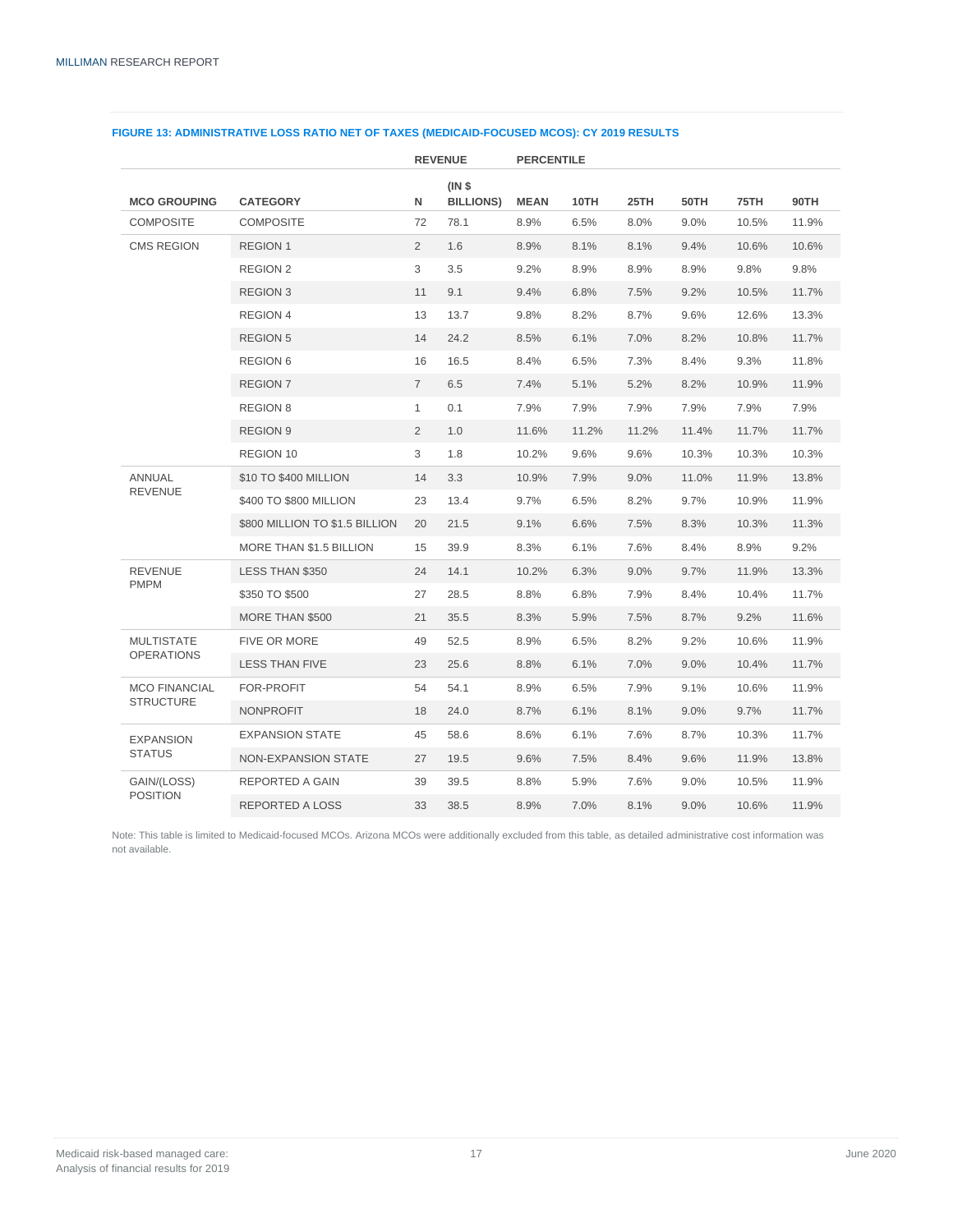**FIGURE 13: ADMINISTRATIVE LOSS RATIO NET OF TAXES (MEDICAID-FOCUSED MCOS): CY 2019 RESULTS**

| | | REVENUE | | PERCENTILE | | | | | |
|---|---|---|---|---|---|---|---|---|---|
| MCO GROUPING | CATEGORY | N | (IN $ BILLIONS) | MEAN | 10TH | 25TH | 50TH | 75TH | 90TH |
| COMPOSITE | COMPOSITE | 72 | 78.1 | 8.9% | 6.5% | 8.0% | 9.0% | 10.5% | 11.9% |
| CMS REGION | REGION 1 | 2 | 1.6 | 8.9% | 8.1% | 8.1% | 9.4% | 10.6% | 10.6% |
| | REGION 2 | 3 | 3.5 | 9.2% | 8.9% | 8.9% | 8.9% | 9.8% | 9.8% |
| | REGION 3 | 11 | 9.1 | 9.4% | 6.8% | 7.5% | 9.2% | 10.5% | 11.7% |
| | REGION 4 | 13 | 13.7 | 9.8% | 8.2% | 8.7% | 9.6% | 12.6% | 13.3% |
| | REGION 5 | 14 | 24.2 | 8.5% | 6.1% | 7.0% | 8.2% | 10.8% | 11.7% |
| | REGION 6 | 16 | 16.5 | 8.4% | 6.5% | 7.3% | 8.4% | 9.3% | 11.8% |
| | REGION 7 | 7 | 6.5 | 7.4% | 5.1% | 5.2% | 8.2% | 10.9% | 11.9% |
| | REGION 8 | 1 | 0.1 | 7.9% | 7.9% | 7.9% | 7.9% | 7.9% | 7.9% |
| | REGION 9 | 2 | 1.0 | 11.6% | 11.2% | 11.2% | 11.4% | 11.7% | 11.7% |
| | REGION 10 | 3 | 1.8 | 10.2% | 9.6% | 9.6% | 10.3% | 10.3% | 10.3% |
| ANNUAL REVENUE | $10 TO $400 MILLION | 14 | 3.3 | 10.9% | 7.9% | 9.0% | 11.0% | 11.9% | 13.8% |
| | $400 TO $800 MILLION | 23 | 13.4 | 9.7% | 6.5% | 8.2% | 9.7% | 10.9% | 11.9% |
| | $800 MILLION TO $1.5 BILLION | 20 | 21.5 | 9.1% | 6.6% | 7.5% | 8.3% | 10.3% | 11.3% |
| | MORE THAN $1.5 BILLION | 15 | 39.9 | 8.3% | 6.1% | 7.6% | 8.4% | 8.9% | 9.2% |
| REVENUE PMPM | LESS THAN $350 | 24 | 14.1 | 10.2% | 6.3% | 9.0% | 9.7% | 11.9% | 13.3% |
| | $350 TO $500 | 27 | 28.5 | 8.8% | 6.8% | 7.9% | 8.4% | 10.4% | 11.7% |
| | MORE THAN $500 | 21 | 35.5 | 8.3% | 5.9% | 7.5% | 8.7% | 9.2% | 11.6% |
| MULTISTATE OPERATIONS | FIVE OR MORE | 49 | 52.5 | 8.9% | 6.5% | 8.2% | 9.2% | 10.6% | 11.9% |
| | LESS THAN FIVE | 23 | 25.6 | 8.8% | 6.1% | 7.0% | 9.0% | 10.4% | 11.7% |
| MCO FINANCIAL STRUCTURE | FOR-PROFIT | 54 | 54.1 | 8.9% | 6.5% | 7.9% | 9.1% | 10.6% | 11.9% |
| | NONPROFIT | 18 | 24.0 | 8.7% | 6.1% | 8.1% | 9.0% | 9.7% | 11.7% |
| EXPANSION STATUS | EXPANSION STATE | 45 | 58.6 | 8.6% | 6.1% | 7.6% | 8.7% | 10.3% | 11.7% |
| | NON-EXPANSION STATE | 27 | 19.5 | 9.6% | 7.5% | 8.4% | 9.6% | 11.9% | 13.8% |
| GAIN/(LOSS) POSITION | REPORTED A GAIN | 39 | 39.5 | 8.8% | 5.9% | 7.6% | 9.0% | 10.5% | 11.9% |
| | REPORTED A LOSS | 33 | 38.5 | 8.9% | 7.0% | 8.1% | 9.0% | 10.6% | 11.9% |

Note: This table is limited to Medicaid-focused MCOs. Arizona MCOs were additionally excluded from this table, as detailed administrative cost information was not available.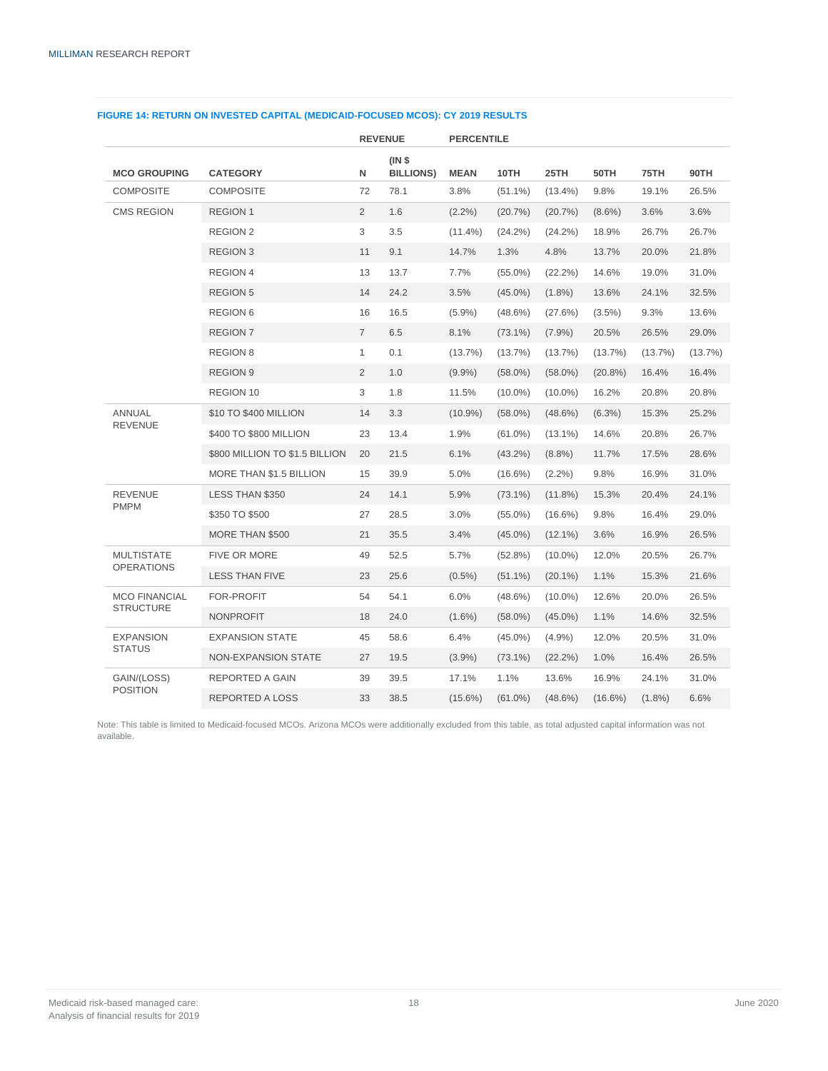**FIGURE 14: RETURN ON INVESTED CAPITAL (MEDICAID-FOCUSED MCOS): CY 2019 RESULTS**

| | | | REVENUE | PERCENTILE | | | | | |
|---|---|---|---|---|---|---|---|---|---|
| MCO GROUPING | CATEGORY | N | (IN $ BILLIONS) | MEAN | 10TH | 25TH | 50TH | 75TH | 90TH |
| COMPOSITE | COMPOSITE | 72 | 78.1 | 3.8% | (51.1%) | (13.4%) | 9.8% | 19.1% | 26.5% |
| CMS REGION | REGION 1 | 2 | 1.6 | (2.2%) | (20.7%) | (20.7%) | (8.6%) | 3.6% | 3.6% |
| | REGION 2 | 3 | 3.5 | (11.4%) | (24.2%) | (24.2%) | 18.9% | 26.7% | 26.7% |
| | REGION 3 | 11 | 9.1 | 14.7% | 1.3% | 4.8% | 13.7% | 20.0% | 21.8% |
| | REGION 4 | 13 | 13.7 | 7.7% | (55.0%) | (22.2%) | 14.6% | 19.0% | 31.0% |
| | REGION 5 | 14 | 24.2 | 3.5% | (45.0%) | (1.8%) | 13.6% | 24.1% | 32.5% |
| | REGION 6 | 16 | 16.5 | (5.9%) | (48.6%) | (27.6%) | (3.5%) | 9.3% | 13.6% |
| | REGION 7 | 7 | 6.5 | 8.1% | (73.1%) | (7.9%) | 20.5% | 26.5% | 29.0% |
| | REGION 8 | 1 | 0.1 | (13.7%) | (13.7%) | (13.7%) | (13.7%) | (13.7%) | (13.7%) |
| | REGION 9 | 2 | 1.0 | (9.9%) | (58.0%) | (58.0%) | (20.8%) | 16.4% | 16.4% |
| | REGION 10 | 3 | 1.8 | 11.5% | (10.0%) | (10.0%) | 16.2% | 20.8% | 20.8% |
| ANNUAL REVENUE | $10 TO $400 MILLION | 14 | 3.3 | (10.9%) | (58.0%) | (48.6%) | (6.3%) | 15.3% | 25.2% |
| | $400 TO $800 MILLION | 23 | 13.4 | 1.9% | (61.0%) | (13.1%) | 14.6% | 20.8% | 26.7% |
| | $800 MILLION TO $1.5 BILLION | 20 | 21.5 | 6.1% | (43.2%) | (8.8%) | 11.7% | 17.5% | 28.6% |
| | MORE THAN $1.5 BILLION | 15 | 39.9 | 5.0% | (16.6%) | (2.2%) | 9.8% | 16.9% | 31.0% |
| REVENUE PMPM | LESS THAN $350 | 24 | 14.1 | 5.9% | (73.1%) | (11.8%) | 15.3% | 20.4% | 24.1% |
| | $350 TO $500 | 27 | 28.5 | 3.0% | (55.0%) | (16.6%) | 9.8% | 16.4% | 29.0% |
| | MORE THAN $500 | 21 | 35.5 | 3.4% | (45.0%) | (12.1%) | 3.6% | 16.9% | 26.5% |
| MULTISTATE OPERATIONS | FIVE OR MORE | 49 | 52.5 | 5.7% | (52.8%) | (10.0%) | 12.0% | 20.5% | 26.7% |
| | LESS THAN FIVE | 23 | 25.6 | (0.5%) | (51.1%) | (20.1%) | 1.1% | 15.3% | 21.6% |
| MCO FINANCIAL STRUCTURE | FOR-PROFIT | 54 | 54.1 | 6.0% | (48.6%) | (10.0%) | 12.6% | 20.0% | 26.5% |
| | NONPROFIT | 18 | 24.0 | (1.6%) | (58.0%) | (45.0%) | 1.1% | 14.6% | 32.5% |
| EXPANSION STATUS | EXPANSION STATE | 45 | 58.6 | 6.4% | (45.0%) | (4.9%) | 12.0% | 20.5% | 31.0% |
| | NON-EXPANSION STATE | 27 | 19.5 | (3.9%) | (73.1%) | (22.2%) | 1.0% | 16.4% | 26.5% |
| GAIN/(LOSS) POSITION | REPORTED A GAIN | 39 | 39.5 | 17.1% | 1.1% | 13.6% | 16.9% | 24.1% | 31.0% |
| | REPORTED A LOSS | 33 | 38.5 | (15.6%) | (61.0%) | (48.6%) | (16.6%) | (1.8%) | 6.6% |

Note: This table is limited to Medicaid-focused MCOs. Arizona MCOs were additionally excluded from this table, as total adjusted capital information was not available.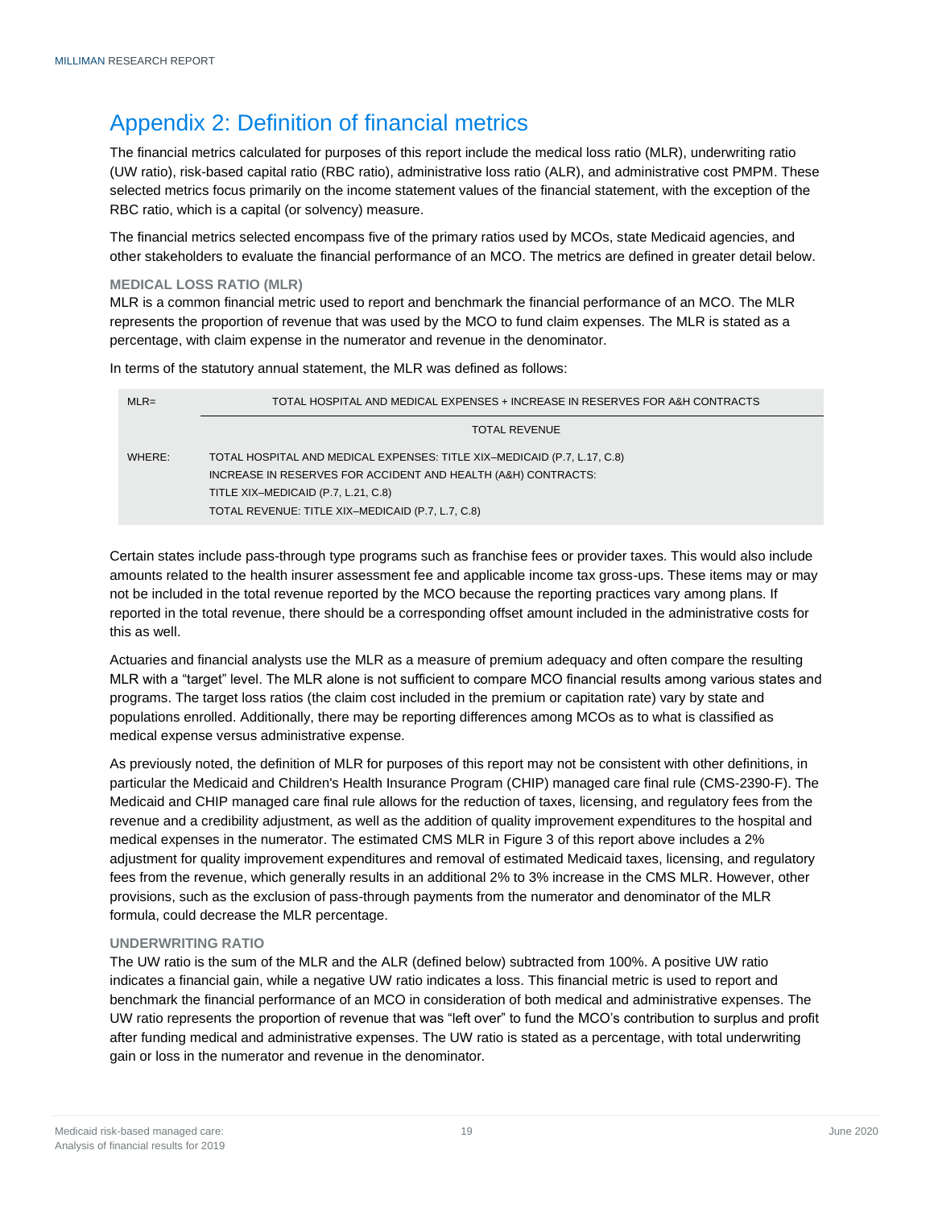# Appendix 2: Definition of financial metrics

The financial metrics calculated for purposes of this report include the medical loss ratio (MLR), underwriting ratio (UW ratio), risk-based capital ratio (RBC ratio), administrative loss ratio (ALR), and administrative cost PMPM. These selected metrics focus primarily on the income statement values of the financial statement, with the exception of the RBC ratio, which is a capital (or solvency) measure.

The financial metrics selected encompass five of the primary ratios used by MCOs, state Medicaid agencies, and other stakeholders to evaluate the financial performance of an MCO. The metrics are defined in greater detail below.

### MEDICAL LOSS RATIO (MLR)

MLR is a common financial metric used to report and benchmark the financial performance of an MCO. The MLR represents the proportion of revenue that was used by the MCO to fund claim expenses. The MLR is stated as a percentage, with claim expense in the numerator and revenue in the denominator.

In terms of the statutory annual statement, the MLR was defined as follows:

$$\text{MLR} = \frac{\text{TOTAL HOSPITAL AND MEDICAL EXPENSES + INCREASE IN RESERVES FOR A\&H CONTRACTS}}{\text{TOTAL REVENUE}}$$

WHERE:

TOTAL HOSPITAL AND MEDICAL EXPENSES: TITLE XIX–MEDICAID (P.7, L.17, C.8)
INCREASE IN RESERVES FOR ACCIDENT AND HEALTH (A&H) CONTRACTS:
TITLE XIX–MEDICAID (P.7, L.21, C.8)
TOTAL REVENUE: TITLE XIX–MEDICAID (P.7, L.7, C.8)

Certain states include pass-through type programs such as franchise fees or provider taxes. This would also include amounts related to the health insurer assessment fee and applicable income tax gross-ups. These items may or may not be included in the total revenue reported by the MCO because the reporting practices vary among plans. If reported in the total revenue, there should be a corresponding offset amount included in the administrative costs for this as well.

Actuaries and financial analysts use the MLR as a measure of premium adequacy and often compare the resulting MLR with a "target" level. The MLR alone is not sufficient to compare MCO financial results among various states and programs. The target loss ratios (the claim cost included in the premium or capitation rate) vary by state and populations enrolled. Additionally, there may be reporting differences among MCOs as to what is classified as medical expense versus administrative expense.

As previously noted, the definition of MLR for purposes of this report may not be consistent with other definitions, in particular the Medicaid and Children's Health Insurance Program (CHIP) managed care final rule (CMS-2390-F). The Medicaid and CHIP managed care final rule allows for the reduction of taxes, licensing, and regulatory fees from the revenue and a credibility adjustment, as well as the addition of quality improvement expenditures to the hospital and medical expenses in the numerator. The estimated CMS MLR in Figure 3 of this report above includes a 2% adjustment for quality improvement expenditures and removal of estimated Medicaid taxes, licensing, and regulatory fees from the revenue, which generally results in an additional 2% to 3% increase in the CMS MLR. However, other provisions, such as the exclusion of pass-through payments from the numerator and denominator of the MLR formula, could decrease the MLR percentage.

### UNDERWRITING RATIO

The UW ratio is the sum of the MLR and the ALR (defined below) subtracted from 100%. A positive UW ratio indicates a financial gain, while a negative UW ratio indicates a loss. This financial metric is used to report and benchmark the financial performance of an MCO in consideration of both medical and administrative expenses. The UW ratio represents the proportion of revenue that was "left over" to fund the MCO's contribution to surplus and profit after funding medical and administrative expenses. The UW ratio is stated as a percentage, with total underwriting gain or loss in the numerator and revenue in the denominator.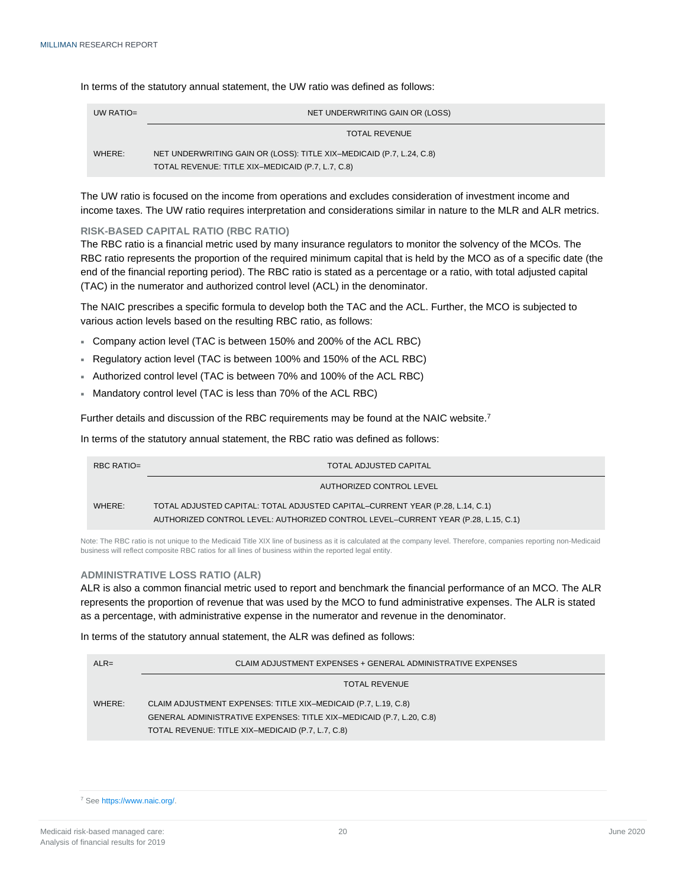In terms of the statutory annual statement, the UW ratio was defined as follows:

$$\text{UW RATIO} = \frac{\text{NET UNDERWRITING GAIN OR (LOSS)}}{\text{TOTAL REVENUE}}$$

WHERE: NET UNDERWRITING GAIN OR (LOSS): TITLE XIX–MEDICAID (P.7, L.24, C.8)
TOTAL REVENUE: TITLE XIX–MEDICAID (P.7, L.7, C.8)

The UW ratio is focused on the income from operations and excludes consideration of investment income and income taxes. The UW ratio requires interpretation and considerations similar in nature to the MLR and ALR metrics.

### RISK-BASED CAPITAL RATIO (RBC RATIO)

The RBC ratio is a financial metric used by many insurance regulators to monitor the solvency of the MCOs. The RBC ratio represents the proportion of the required minimum capital that is held by the MCO as of a specific date (the end of the financial reporting period). The RBC ratio is stated as a percentage or a ratio, with total adjusted capital (TAC) in the numerator and authorized control level (ACL) in the denominator.

The NAIC prescribes a specific formula to develop both the TAC and the ACL. Further, the MCO is subjected to various action levels based on the resulting RBC ratio, as follows:

- Company action level (TAC is between 150% and 200% of the ACL RBC)
- Regulatory action level (TAC is between 100% and 150% of the ACL RBC)
- Authorized control level (TAC is between 70% and 100% of the ACL RBC)
- Mandatory control level (TAC is less than 70% of the ACL RBC)

Further details and discussion of the RBC requirements may be found at the NAIC website.[7]

In terms of the statutory annual statement, the RBC ratio was defined as follows:

$$\text{RBC RATIO} = \frac{\text{TOTAL ADJUSTED CAPITAL}}{\text{AUTHORIZED CONTROL LEVEL}}$$

WHERE: TOTAL ADJUSTED CAPITAL: TOTAL ADJUSTED CAPITAL–CURRENT YEAR (P.28, L.14, C.1)
AUTHORIZED CONTROL LEVEL: AUTHORIZED CONTROL LEVEL–CURRENT YEAR (P.28, L.15, C.1)

Note: The RBC ratio is not unique to the Medicaid Title XIX line of business as it is calculated at the company level. Therefore, companies reporting non-Medicaid business will reflect composite RBC ratios for all lines of business within the reported legal entity.

### ADMINISTRATIVE LOSS RATIO (ALR)

ALR is also a common financial metric used to report and benchmark the financial performance of an MCO. The ALR represents the proportion of revenue that was used by the MCO to fund administrative expenses. The ALR is stated as a percentage, with administrative expense in the numerator and revenue in the denominator.

In terms of the statutory annual statement, the ALR was defined as follows:

$$\text{ALR} = \frac{\text{CLAIM ADJUSTMENT EXPENSES + GENERAL ADMINISTRATIVE EXPENSES}}{\text{TOTAL REVENUE}}$$

WHERE: CLAIM ADJUSTMENT EXPENSES: TITLE XIX–MEDICAID (P.7, L.19, C.8)
GENERAL ADMINISTRATIVE EXPENSES: TITLE XIX–MEDICAID (P.7, L.20, C.8)
TOTAL REVENUE: TITLE XIX–MEDICAID (P.7, L.7, C.8)

[7] See https://www.naic.org/.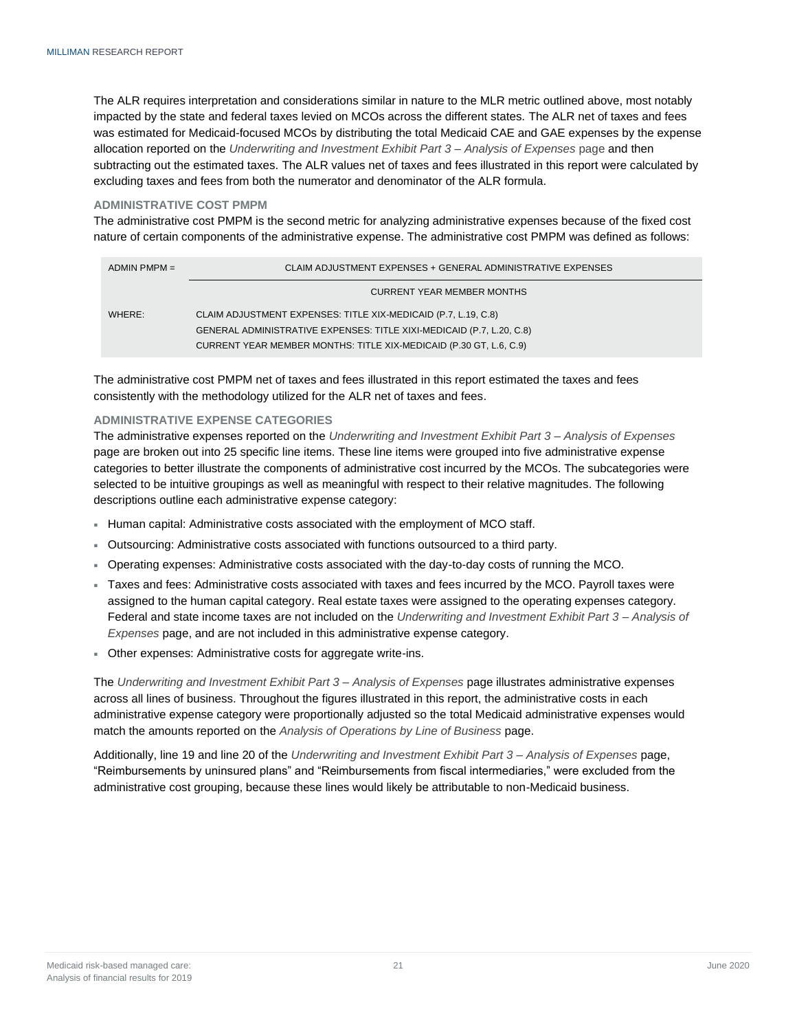The ALR requires interpretation and considerations similar in nature to the MLR metric outlined above, most notably impacted by the state and federal taxes levied on MCOs across the different states. The ALR net of taxes and fees was estimated for Medicaid-focused MCOs by distributing the total Medicaid CAE and GAE expenses by the expense allocation reported on the *Underwriting and Investment Exhibit Part 3 – Analysis of Expenses* page and then subtracting out the estimated taxes. The ALR values net of taxes and fees illustrated in this report were calculated by excluding taxes and fees from both the numerator and denominator of the ALR formula.

### ADMINISTRATIVE COST PMPM

The administrative cost PMPM is the second metric for analyzing administrative expenses because of the fixed cost nature of certain components of the administrative expense. The administrative cost PMPM was defined as follows:

$$\text{ADMIN PMPM} = \frac{\text{CLAIM ADJUSTMENT EXPENSES + GENERAL ADMINISTRATIVE EXPENSES}}{\text{CURRENT YEAR MEMBER MONTHS}}$$

WHERE:
CLAIM ADJUSTMENT EXPENSES: TITLE XIX-MEDICAID (P.7, L.19, C.8)
GENERAL ADMINISTRATIVE EXPENSES: TITLE XIXI-MEDICAID (P.7, L.20, C.8)
CURRENT YEAR MEMBER MONTHS: TITLE XIX-MEDICAID (P.30 GT, L.6, C.9)

The administrative cost PMPM net of taxes and fees illustrated in this report estimated the taxes and fees consistently with the methodology utilized for the ALR net of taxes and fees.

### ADMINISTRATIVE EXPENSE CATEGORIES

The administrative expenses reported on the *Underwriting and Investment Exhibit Part 3 – Analysis of Expenses* page are broken out into 25 specific line items. These line items were grouped into five administrative expense categories to better illustrate the components of administrative cost incurred by the MCOs. The subcategories were selected to be intuitive groupings as well as meaningful with respect to their relative magnitudes. The following descriptions outline each administrative expense category:

- Human capital: Administrative costs associated with the employment of MCO staff.
- Outsourcing: Administrative costs associated with functions outsourced to a third party.
- Operating expenses: Administrative costs associated with the day-to-day costs of running the MCO.
- Taxes and fees: Administrative costs associated with taxes and fees incurred by the MCO. Payroll taxes were assigned to the human capital category. Real estate taxes were assigned to the operating expenses category. Federal and state income taxes are not included on the *Underwriting and Investment Exhibit Part 3 – Analysis of Expenses* page, and are not included in this administrative expense category.
- Other expenses: Administrative costs for aggregate write-ins.

The *Underwriting and Investment Exhibit Part 3 – Analysis of Expenses* page illustrates administrative expenses across all lines of business. Throughout the figures illustrated in this report, the administrative costs in each administrative expense category were proportionally adjusted so the total Medicaid administrative expenses would match the amounts reported on the *Analysis of Operations by Line of Business* page.

Additionally, line 19 and line 20 of the *Underwriting and Investment Exhibit Part 3 – Analysis of Expenses* page, "Reimbursements by uninsured plans" and "Reimbursements from fiscal intermediaries," were excluded from the administrative cost grouping, because these lines would likely be attributable to non-Medicaid business.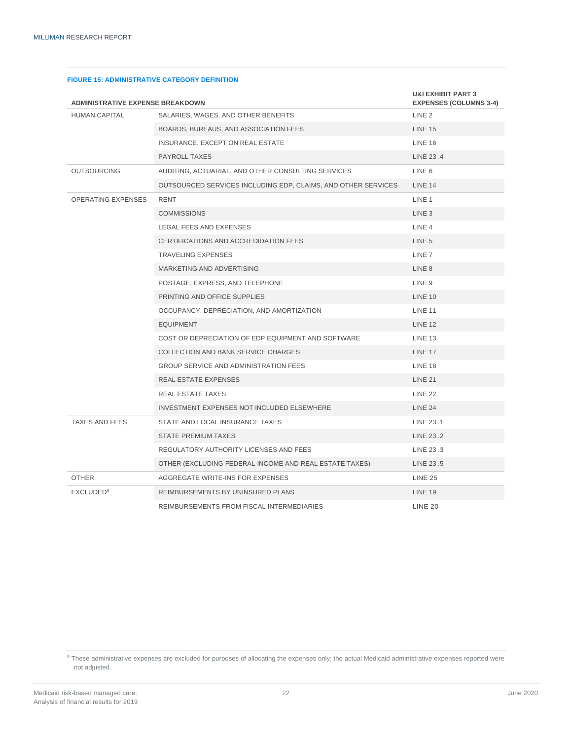**FIGURE 15: ADMINISTRATIVE CATEGORY DEFINITION**

| ADMINISTRATIVE EXPENSE BREAKDOWN | | U&I EXHIBIT PART 3 EXPENSES (COLUMNS 3-4) |
|---|---|---|
| HUMAN CAPITAL | SALARIES, WAGES, AND OTHER BENEFITS | LINE 2 |
| | BOARDS, BUREAUS, AND ASSOCIATION FEES | LINE 15 |
| | INSURANCE, EXCEPT ON REAL ESTATE | LINE 16 |
| | PAYROLL TAXES | LINE 23 .4 |
| OUTSOURCING | AUDITING, ACTUARIAL, AND OTHER CONSULTING SERVICES | LINE 6 |
| | OUTSOURCED SERVICES INCLUDING EDP, CLAIMS, AND OTHER SERVICES | LINE 14 |
| OPERATING EXPENSES | RENT | LINE 1 |
| | COMMISSIONS | LINE 3 |
| | LEGAL FEES AND EXPENSES | LINE 4 |
| | CERTIFICATIONS AND ACCREDIDATION FEES | LINE 5 |
| | TRAVELING EXPENSES | LINE 7 |
| | MARKETING AND ADVERTISING | LINE 8 |
| | POSTAGE, EXPRESS, AND TELEPHONE | LINE 9 |
| | PRINTING AND OFFICE SUPPLIES | LINE 10 |
| | OCCUPANCY, DEPRECIATION, AND AMORTIZATION | LINE 11 |
| | EQUIPMENT | LINE 12 |
| | COST OR DEPRECIATION OF EDP EQUIPMENT AND SOFTWARE | LINE 13 |
| | COLLECTION AND BANK SERVICE CHARGES | LINE 17 |
| | GROUP SERVICE AND ADMINISTRATION FEES | LINE 18 |
| | REAL ESTATE EXPENSES | LINE 21 |
| | REAL ESTATE TAXES | LINE 22 |
| | INVESTMENT EXPENSES NOT INCLUDED ELSEWHERE | LINE 24 |
| TAXES AND FEES | STATE AND LOCAL INSURANCE TAXES | LINE 23 .1 |
| | STATE PREMIUM TAXES | LINE 23 .2 |
| | REGULATORY AUTHORITY LICENSES AND FEES | LINE 23 .3 |
| | OTHER (EXCLUDING FEDERAL INCOME AND REAL ESTATE TAXES) | LINE 23 .5 |
| OTHER | AGGREGATE WRITE-INS FOR EXPENSES | LINE 25 |
| EXCLUDED[8] | REIMBURSEMENTS BY UNINSURED PLANS | LINE 19 |
| | REIMBURSEMENTS FROM FISCAL INTERMEDIARIES | LINE 20 |

[8] These administrative expenses are excluded for purposes of allocating the expenses only; the actual Medicaid administrative expenses reported were not adjusted.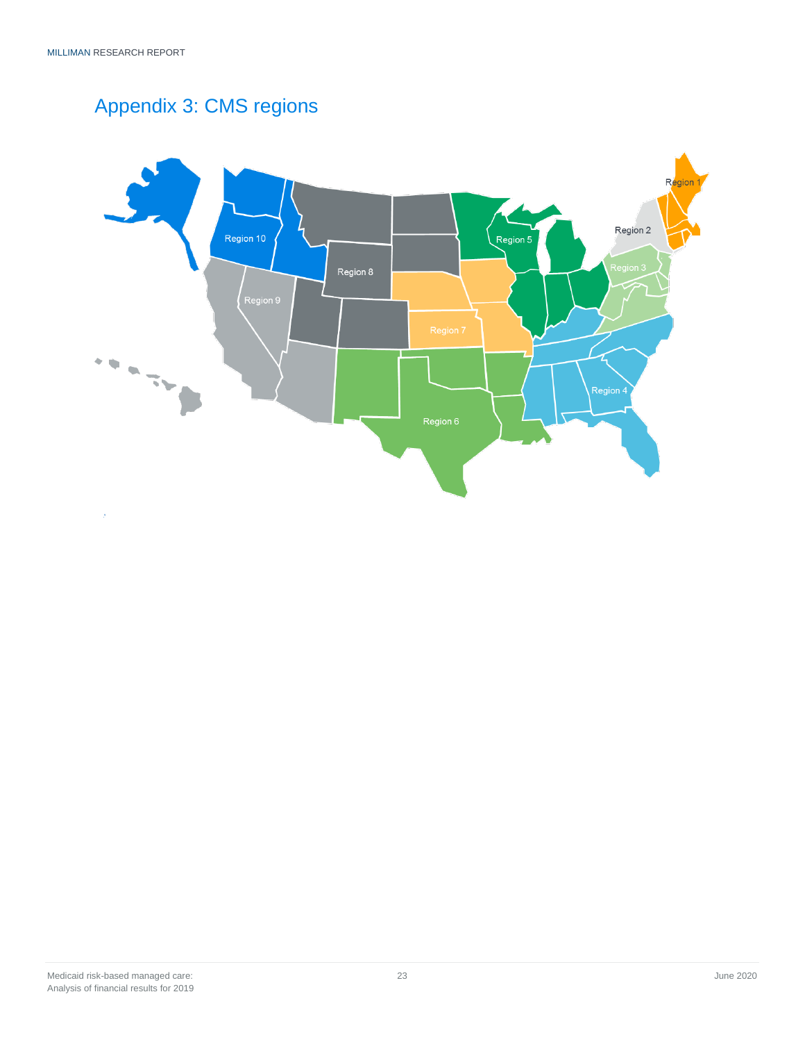# Appendix 3: CMS regions

Region 1
Region 2
Region 3
Region 4
Region 5
Region 6
Region 7
Region 8
Region 9
Region 10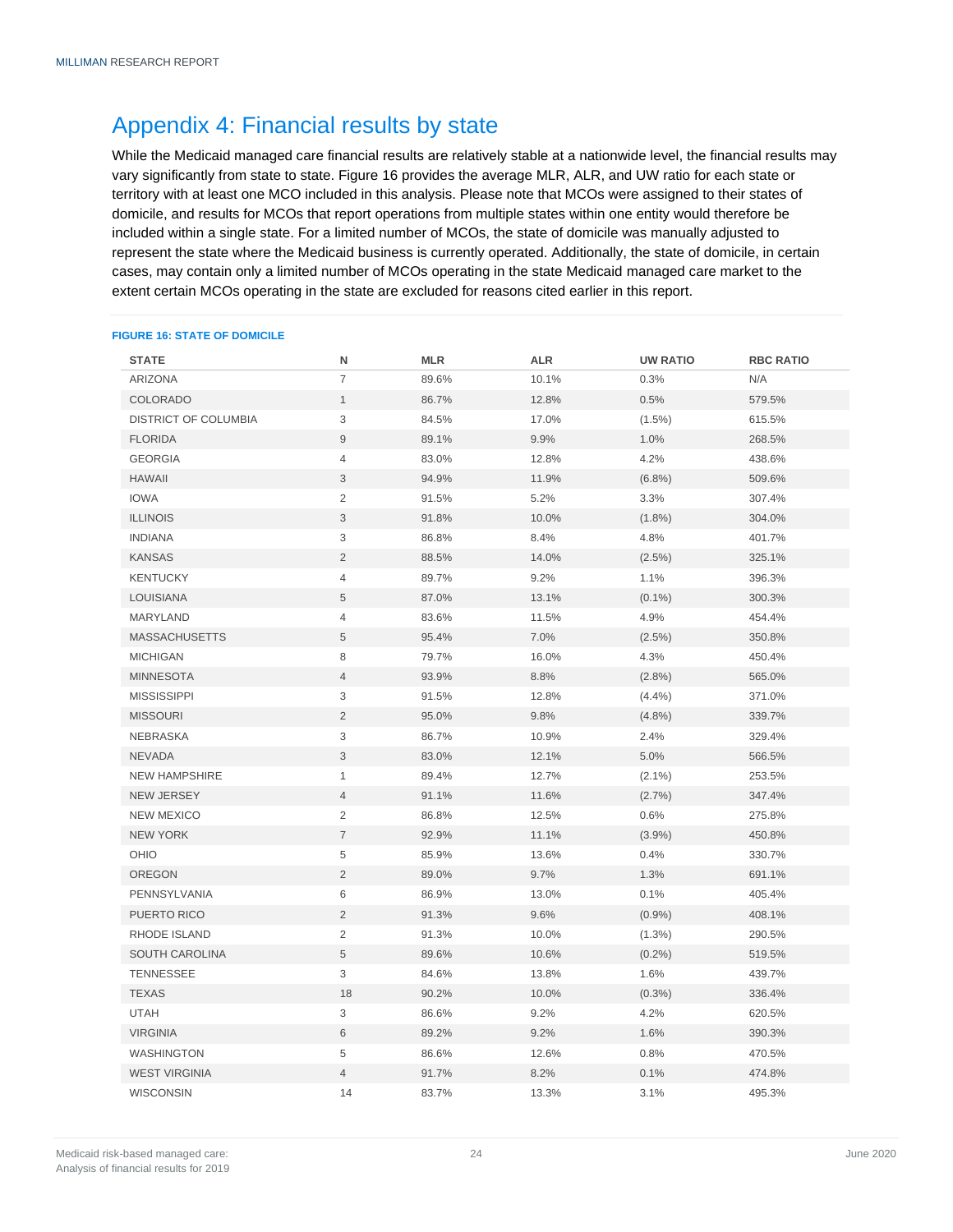## Appendix 4: Financial results by state

While the Medicaid managed care financial results are relatively stable at a nationwide level, the financial results may vary significantly from state to state. Figure 16 provides the average MLR, ALR, and UW ratio for each state or territory with at least one MCO included in this analysis. Please note that MCOs were assigned to their states of domicile, and results for MCOs that report operations from multiple states within one entity would therefore be included within a single state. For a limited number of MCOs, the state of domicile was manually adjusted to represent the state where the Medicaid business is currently operated. Additionally, the state of domicile, in certain cases, may contain only a limited number of MCOs operating in the state Medicaid managed care market to the extent certain MCOs operating in the state are excluded for reasons cited earlier in this report.

**FIGURE 16: STATE OF DOMICILE**

| STATE | N | MLR | ALR | UW RATIO | RBC RATIO |
|---|---|---|---|---|---|
| ARIZONA | 7 | 89.6% | 10.1% | 0.3% | N/A |
| COLORADO | 1 | 86.7% | 12.8% | 0.5% | 579.5% |
| DISTRICT OF COLUMBIA | 3 | 84.5% | 17.0% | (1.5%) | 615.5% |
| FLORIDA | 9 | 89.1% | 9.9% | 1.0% | 268.5% |
| GEORGIA | 4 | 83.0% | 12.8% | 4.2% | 438.6% |
| HAWAII | 3 | 94.9% | 11.9% | (6.8%) | 509.6% |
| IOWA | 2 | 91.5% | 5.2% | 3.3% | 307.4% |
| ILLINOIS | 3 | 91.8% | 10.0% | (1.8%) | 304.0% |
| INDIANA | 3 | 86.8% | 8.4% | 4.8% | 401.7% |
| KANSAS | 2 | 88.5% | 14.0% | (2.5%) | 325.1% |
| KENTUCKY | 4 | 89.7% | 9.2% | 1.1% | 396.3% |
| LOUISIANA | 5 | 87.0% | 13.1% | (0.1%) | 300.3% |
| MARYLAND | 4 | 83.6% | 11.5% | 4.9% | 454.4% |
| MASSACHUSETTS | 5 | 95.4% | 7.0% | (2.5%) | 350.8% |
| MICHIGAN | 8 | 79.7% | 16.0% | 4.3% | 450.4% |
| MINNESOTA | 4 | 93.9% | 8.8% | (2.8%) | 565.0% |
| MISSISSIPPI | 3 | 91.5% | 12.8% | (4.4%) | 371.0% |
| MISSOURI | 2 | 95.0% | 9.8% | (4.8%) | 339.7% |
| NEBRASKA | 3 | 86.7% | 10.9% | 2.4% | 329.4% |
| NEVADA | 3 | 83.0% | 12.1% | 5.0% | 566.5% |
| NEW HAMPSHIRE | 1 | 89.4% | 12.7% | (2.1%) | 253.5% |
| NEW JERSEY | 4 | 91.1% | 11.6% | (2.7%) | 347.4% |
| NEW MEXICO | 2 | 86.8% | 12.5% | 0.6% | 275.8% |
| NEW YORK | 7 | 92.9% | 11.1% | (3.9%) | 450.8% |
| OHIO | 5 | 85.9% | 13.6% | 0.4% | 330.7% |
| OREGON | 2 | 89.0% | 9.7% | 1.3% | 691.1% |
| PENNSYLVANIA | 6 | 86.9% | 13.0% | 0.1% | 405.4% |
| PUERTO RICO | 2 | 91.3% | 9.6% | (0.9%) | 408.1% |
| RHODE ISLAND | 2 | 91.3% | 10.0% | (1.3%) | 290.5% |
| SOUTH CAROLINA | 5 | 89.6% | 10.6% | (0.2%) | 519.5% |
| TENNESSEE | 3 | 84.6% | 13.8% | 1.6% | 439.7% |
| TEXAS | 18 | 90.2% | 10.0% | (0.3%) | 336.4% |
| UTAH | 3 | 86.6% | 9.2% | 4.2% | 620.5% |
| VIRGINIA | 6 | 89.2% | 9.2% | 1.6% | 390.3% |
| WASHINGTON | 5 | 86.6% | 12.6% | 0.8% | 470.5% |
| WEST VIRGINIA | 4 | 91.7% | 8.2% | 0.1% | 474.8% |
| WISCONSIN | 14 | 83.7% | 13.3% | 3.1% | 495.3% |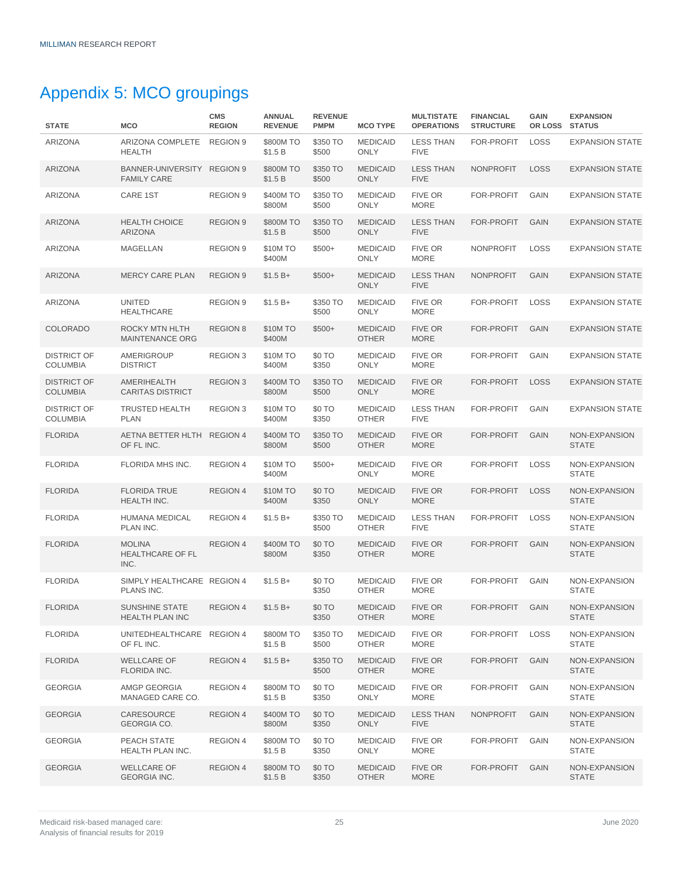# Appendix 5: MCO groupings

| STATE | MCO | CMS REGION | ANNUAL REVENUE | REVENUE PMPM | MCO TYPE | MULTISTATE OPERATIONS | FINANCIAL STRUCTURE | GAIN OR LOSS | EXPANSION STATUS |
|---|---|---|---|---|---|---|---|---|---|
| ARIZONA | ARIZONA COMPLETE HEALTH | REGION 9 | $800M TO $1.5 B | $350 TO $500 | MEDICAID ONLY | LESS THAN FIVE | FOR-PROFIT | LOSS | EXPANSION STATE |
| ARIZONA | BANNER-UNIVERSITY FAMILY CARE | REGION 9 | $800M TO $1.5 B | $350 TO $500 | MEDICAID ONLY | LESS THAN FIVE | NONPROFIT | LOSS | EXPANSION STATE |
| ARIZONA | CARE 1ST | REGION 9 | $400M TO $800M | $350 TO $500 | MEDICAID ONLY | FIVE OR MORE | FOR-PROFIT | GAIN | EXPANSION STATE |
| ARIZONA | HEALTH CHOICE ARIZONA | REGION 9 | $800M TO $1.5 B | $350 TO $500 | MEDICAID ONLY | LESS THAN FIVE | FOR-PROFIT | GAIN | EXPANSION STATE |
| ARIZONA | MAGELLAN | REGION 9 | $10M TO $400M | $500+ | MEDICAID ONLY | FIVE OR MORE | NONPROFIT | LOSS | EXPANSION STATE |
| ARIZONA | MERCY CARE PLAN | REGION 9 | $1.5 B+ | $500+ | MEDICAID ONLY | LESS THAN FIVE | NONPROFIT | GAIN | EXPANSION STATE |
| ARIZONA | UNITED HEALTHCARE | REGION 9 | $1.5 B+ | $350 TO $500 | MEDICAID ONLY | FIVE OR MORE | FOR-PROFIT | LOSS | EXPANSION STATE |
| COLORADO | ROCKY MTN HLTH MAINTENANCE ORG | REGION 8 | $10M TO $400M | $500+ | MEDICAID OTHER | FIVE OR MORE | FOR-PROFIT | GAIN | EXPANSION STATE |
| DISTRICT OF COLUMBIA | AMERIGROUP DISTRICT | REGION 3 | $10M TO $400M | $0 TO $350 | MEDICAID ONLY | FIVE OR MORE | FOR-PROFIT | GAIN | EXPANSION STATE |
| DISTRICT OF COLUMBIA | AMERIHEALTH CARITAS DISTRICT | REGION 3 | $400M TO $800M | $350 TO $500 | MEDICAID ONLY | FIVE OR MORE | FOR-PROFIT | LOSS | EXPANSION STATE |
| DISTRICT OF COLUMBIA | TRUSTED HEALTH PLAN | REGION 3 | $10M TO $400M | $0 TO $350 | MEDICAID OTHER | LESS THAN FIVE | FOR-PROFIT | GAIN | EXPANSION STATE |
| FLORIDA | AETNA BETTER HLTH OF FL INC. | REGION 4 | $400M TO $800M | $350 TO $500 | MEDICAID OTHER | FIVE OR MORE | FOR-PROFIT | GAIN | NON-EXPANSION STATE |
| FLORIDA | FLORIDA MHS INC. | REGION 4 | $10M TO $400M | $500+ | MEDICAID ONLY | FIVE OR MORE | FOR-PROFIT | LOSS | NON-EXPANSION STATE |
| FLORIDA | FLORIDA TRUE HEALTH INC. | REGION 4 | $10M TO $400M | $0 TO $350 | MEDICAID ONLY | FIVE OR MORE | FOR-PROFIT | LOSS | NON-EXPANSION STATE |
| FLORIDA | HUMANA MEDICAL PLAN INC. | REGION 4 | $1.5 B+ | $350 TO $500 | MEDICAID OTHER | LESS THAN FIVE | FOR-PROFIT | LOSS | NON-EXPANSION STATE |
| FLORIDA | MOLINA HEALTHCARE OF FL INC. | REGION 4 | $400M TO $800M | $0 TO $350 | MEDICAID OTHER | FIVE OR MORE | FOR-PROFIT | GAIN | NON-EXPANSION STATE |
| FLORIDA | SIMPLY HEALTHCARE PLANS INC. | REGION 4 | $1.5 B+ | $0 TO $350 | MEDICAID OTHER | FIVE OR MORE | FOR-PROFIT | GAIN | NON-EXPANSION STATE |
| FLORIDA | SUNSHINE STATE HEALTH PLAN INC | REGION 4 | $1.5 B+ | $0 TO $350 | MEDICAID OTHER | FIVE OR MORE | FOR-PROFIT | GAIN | NON-EXPANSION STATE |
| FLORIDA | UNITEDHEALTHCARE OF FL INC. | REGION 4 | $800M TO $1.5 B | $350 TO $500 | MEDICAID OTHER | FIVE OR MORE | FOR-PROFIT | LOSS | NON-EXPANSION STATE |
| FLORIDA | WELLCARE OF FLORIDA INC. | REGION 4 | $1.5 B+ | $350 TO $500 | MEDICAID OTHER | FIVE OR MORE | FOR-PROFIT | GAIN | NON-EXPANSION STATE |
| GEORGIA | AMGP GEORGIA MANAGED CARE CO. | REGION 4 | $800M TO $1.5 B | $0 TO $350 | MEDICAID ONLY | FIVE OR MORE | FOR-PROFIT | GAIN | NON-EXPANSION STATE |
| GEORGIA | CARESOURCE GEORGIA CO. | REGION 4 | $400M TO $800M | $0 TO $350 | MEDICAID ONLY | LESS THAN FIVE | NONPROFIT | GAIN | NON-EXPANSION STATE |
| GEORGIA | PEACH STATE HEALTH PLAN INC. | REGION 4 | $800M TO $1.5 B | $0 TO $350 | MEDICAID ONLY | FIVE OR MORE | FOR-PROFIT | GAIN | NON-EXPANSION STATE |
| GEORGIA | WELLCARE OF GEORGIA INC. | REGION 4 | $800M TO $1.5 B | $0 TO $350 | MEDICAID OTHER | FIVE OR MORE | FOR-PROFIT | GAIN | NON-EXPANSION STATE |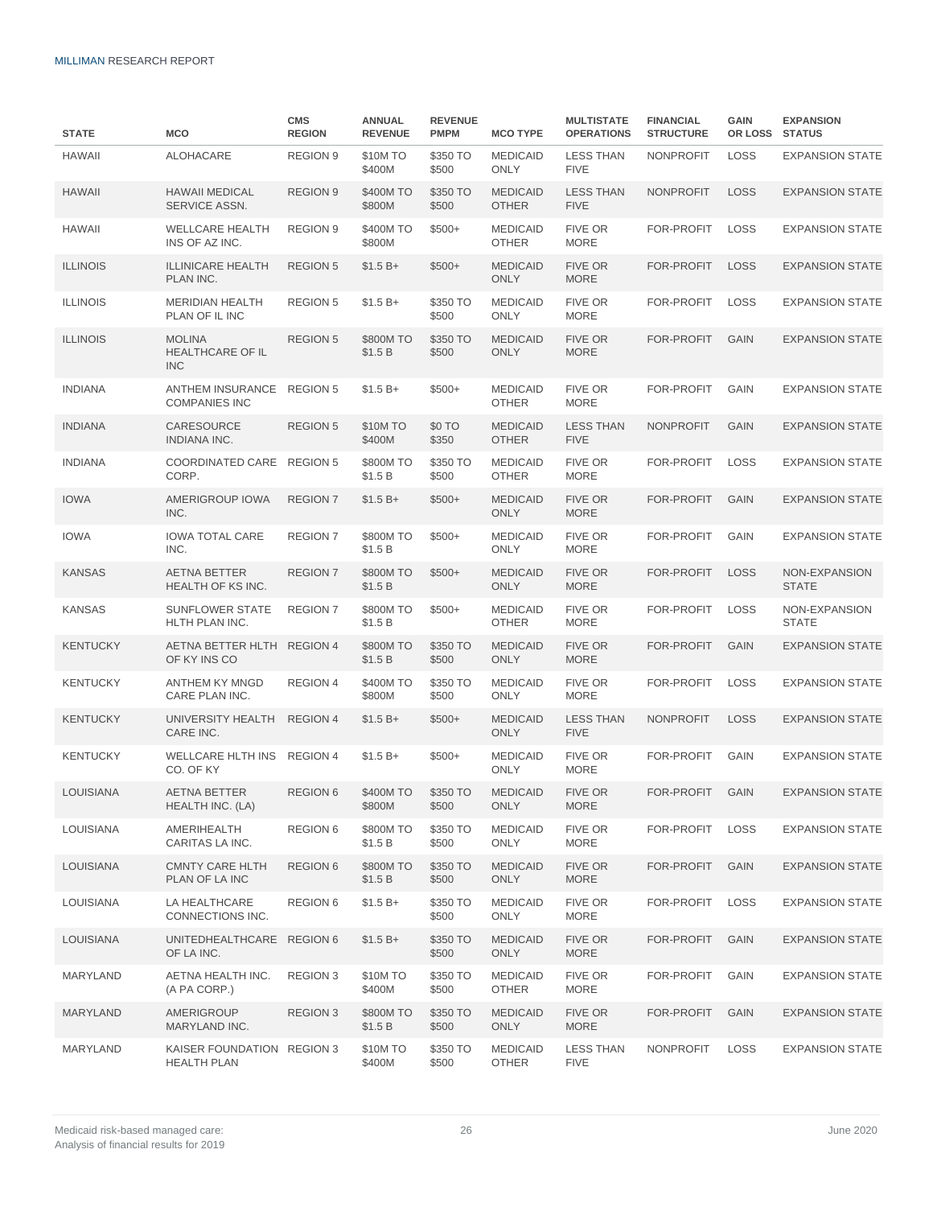| STATE | MCO | CMS REGION | ANNUAL REVENUE | REVENUE PMPM | MCO TYPE | MULTISTATE OPERATIONS | FINANCIAL STRUCTURE | GAIN OR LOSS | EXPANSION STATUS |
|---|---|---|---|---|---|---|---|---|---|
| HAWAII | ALOHACARE | REGION 9 | $10M TO $400M | $350 TO $500 | MEDICAID ONLY | LESS THAN FIVE | NONPROFIT | LOSS | EXPANSION STATE |
| HAWAII | HAWAII MEDICAL SERVICE ASSN. | REGION 9 | $400M TO $800M | $350 TO $500 | MEDICAID OTHER | LESS THAN FIVE | NONPROFIT | LOSS | EXPANSION STATE |
| HAWAII | WELLCARE HEALTH INS OF AZ INC. | REGION 9 | $400M TO $800M | $500+ | MEDICAID OTHER | FIVE OR MORE | FOR-PROFIT | LOSS | EXPANSION STATE |
| ILLINOIS | ILLINICARE HEALTH PLAN INC. | REGION 5 | $1.5 B+ | $500+ | MEDICAID ONLY | FIVE OR MORE | FOR-PROFIT | LOSS | EXPANSION STATE |
| ILLINOIS | MERIDIAN HEALTH PLAN OF IL INC | REGION 5 | $1.5 B+ | $350 TO $500 | MEDICAID ONLY | FIVE OR MORE | FOR-PROFIT | LOSS | EXPANSION STATE |
| ILLINOIS | MOLINA HEALTHCARE OF IL INC | REGION 5 | $800M TO $1.5 B | $350 TO $500 | MEDICAID ONLY | FIVE OR MORE | FOR-PROFIT | GAIN | EXPANSION STATE |
| INDIANA | ANTHEM INSURANCE COMPANIES INC | REGION 5 | $1.5 B+ | $500+ | MEDICAID OTHER | FIVE OR MORE | FOR-PROFIT | GAIN | EXPANSION STATE |
| INDIANA | CARESOURCE INDIANA INC. | REGION 5 | $10M TO $400M | $0 TO $350 | MEDICAID OTHER | LESS THAN FIVE | NONPROFIT | GAIN | EXPANSION STATE |
| INDIANA | COORDINATED CARE CORP. | REGION 5 | $800M TO $1.5 B | $350 TO $500 | MEDICAID OTHER | FIVE OR MORE | FOR-PROFIT | LOSS | EXPANSION STATE |
| IOWA | AMERIGROUP IOWA INC. | REGION 7 | $1.5 B+ | $500+ | MEDICAID ONLY | FIVE OR MORE | FOR-PROFIT | GAIN | EXPANSION STATE |
| IOWA | IOWA TOTAL CARE INC. | REGION 7 | $800M TO $1.5 B | $500+ | MEDICAID ONLY | FIVE OR MORE | FOR-PROFIT | GAIN | EXPANSION STATE |
| KANSAS | AETNA BETTER HEALTH OF KS INC. | REGION 7 | $800M TO $1.5 B | $500+ | MEDICAID ONLY | FIVE OR MORE | FOR-PROFIT | LOSS | NON-EXPANSION STATE |
| KANSAS | SUNFLOWER STATE HLTH PLAN INC. | REGION 7 | $800M TO $1.5 B | $500+ | MEDICAID OTHER | FIVE OR MORE | FOR-PROFIT | LOSS | NON-EXPANSION STATE |
| KENTUCKY | AETNA BETTER HLTH OF KY INS CO | REGION 4 | $800M TO $1.5 B | $350 TO $500 | MEDICAID ONLY | FIVE OR MORE | FOR-PROFIT | GAIN | EXPANSION STATE |
| KENTUCKY | ANTHEM KY MNGD CARE PLAN INC. | REGION 4 | $400M TO $800M | $350 TO $500 | MEDICAID ONLY | FIVE OR MORE | FOR-PROFIT | LOSS | EXPANSION STATE |
| KENTUCKY | UNIVERSITY HEALTH CARE INC. | REGION 4 | $1.5 B+ | $500+ | MEDICAID ONLY | LESS THAN FIVE | NONPROFIT | LOSS | EXPANSION STATE |
| KENTUCKY | WELLCARE HLTH INS CO. OF KY | REGION 4 | $1.5 B+ | $500+ | MEDICAID ONLY | FIVE OR MORE | FOR-PROFIT | GAIN | EXPANSION STATE |
| LOUISIANA | AETNA BETTER HEALTH INC. (LA) | REGION 6 | $400M TO $800M | $350 TO $500 | MEDICAID ONLY | FIVE OR MORE | FOR-PROFIT | GAIN | EXPANSION STATE |
| LOUISIANA | AMERIHEALTH CARITAS LA INC. | REGION 6 | $800M TO $1.5 B | $350 TO $500 | MEDICAID ONLY | FIVE OR MORE | FOR-PROFIT | LOSS | EXPANSION STATE |
| LOUISIANA | CMNTY CARE HLTH PLAN OF LA INC | REGION 6 | $800M TO $1.5 B | $350 TO $500 | MEDICAID ONLY | FIVE OR MORE | FOR-PROFIT | GAIN | EXPANSION STATE |
| LOUISIANA | LA HEALTHCARE CONNECTIONS INC. | REGION 6 | $1.5 B+ | $350 TO $500 | MEDICAID ONLY | FIVE OR MORE | FOR-PROFIT | LOSS | EXPANSION STATE |
| LOUISIANA | UNITEDHEALTHCARE OF LA INC. | REGION 6 | $1.5 B+ | $350 TO $500 | MEDICAID ONLY | FIVE OR MORE | FOR-PROFIT | GAIN | EXPANSION STATE |
| MARYLAND | AETNA HEALTH INC. (A PA CORP.) | REGION 3 | $10M TO $400M | $350 TO $500 | MEDICAID OTHER | FIVE OR MORE | FOR-PROFIT | GAIN | EXPANSION STATE |
| MARYLAND | AMERIGROUP MARYLAND INC. | REGION 3 | $800M TO $1.5 B | $350 TO $500 | MEDICAID ONLY | FIVE OR MORE | FOR-PROFIT | GAIN | EXPANSION STATE |
| MARYLAND | KAISER FOUNDATION HEALTH PLAN | REGION 3 | $10M TO $400M | $350 TO $500 | MEDICAID OTHER | LESS THAN FIVE | NONPROFIT | LOSS | EXPANSION STATE |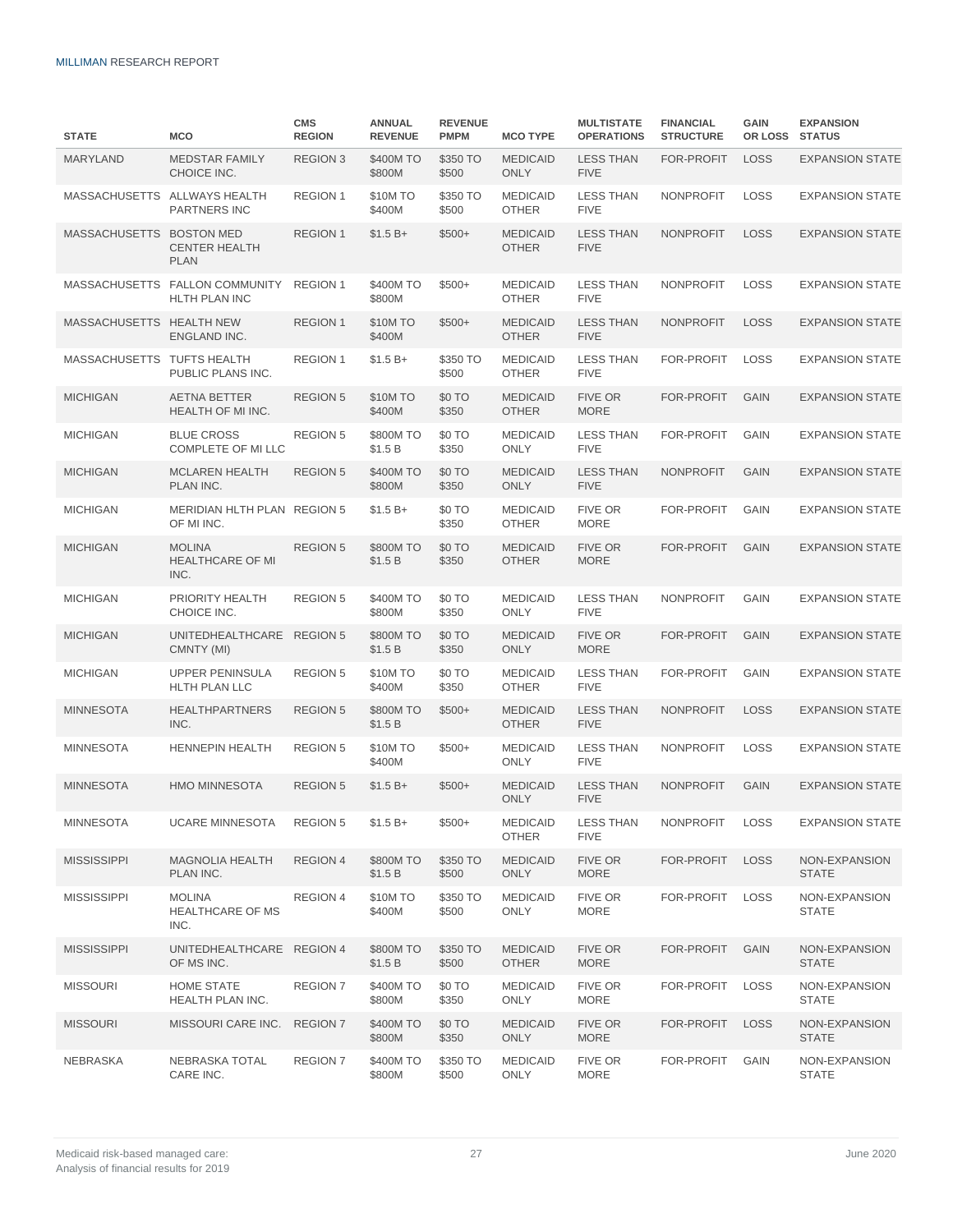| STATE | MCO | CMS REGION | ANNUAL REVENUE | REVENUE PMPM | MCO TYPE | MULTISTATE OPERATIONS | FINANCIAL STRUCTURE | GAIN OR LOSS | EXPANSION STATUS |
|---|---|---|---|---|---|---|---|---|---|
| MARYLAND | MEDSTAR FAMILY CHOICE INC. | REGION 3 | $400M TO $800M | $350 TO $500 | MEDICAID ONLY | LESS THAN FIVE | FOR-PROFIT | LOSS | EXPANSION STATE |
| MASSACHUSETTS | ALLWAYS HEALTH PARTNERS INC | REGION 1 | $10M TO $400M | $350 TO $500 | MEDICAID OTHER | LESS THAN FIVE | NONPROFIT | LOSS | EXPANSION STATE |
| MASSACHUSETTS | BOSTON MED CENTER HEALTH PLAN | REGION 1 | $1.5 B+ | $500+ | MEDICAID OTHER | LESS THAN FIVE | NONPROFIT | LOSS | EXPANSION STATE |
| MASSACHUSETTS | FALLON COMMUNITY HLTH PLAN INC | REGION 1 | $400M TO $800M | $500+ | MEDICAID OTHER | LESS THAN FIVE | NONPROFIT | LOSS | EXPANSION STATE |
| MASSACHUSETTS | HEALTH NEW ENGLAND INC. | REGION 1 | $10M TO $400M | $500+ | MEDICAID OTHER | LESS THAN FIVE | NONPROFIT | LOSS | EXPANSION STATE |
| MASSACHUSETTS | TUFTS HEALTH PUBLIC PLANS INC. | REGION 1 | $1.5 B+ | $350 TO $500 | MEDICAID OTHER | LESS THAN FIVE | FOR-PROFIT | LOSS | EXPANSION STATE |
| MICHIGAN | AETNA BETTER HEALTH OF MI INC. | REGION 5 | $10M TO $400M | $0 TO $350 | MEDICAID OTHER | FIVE OR MORE | FOR-PROFIT | GAIN | EXPANSION STATE |
| MICHIGAN | BLUE CROSS COMPLETE OF MI LLC | REGION 5 | $800M TO $1.5 B | $0 TO $350 | MEDICAID ONLY | LESS THAN FIVE | FOR-PROFIT | GAIN | EXPANSION STATE |
| MICHIGAN | MCLAREN HEALTH PLAN INC. | REGION 5 | $400M TO $800M | $0 TO $350 | MEDICAID ONLY | LESS THAN FIVE | NONPROFIT | GAIN | EXPANSION STATE |
| MICHIGAN | MERIDIAN HLTH PLAN OF MI INC. | REGION 5 | $1.5 B+ | $0 TO $350 | MEDICAID OTHER | FIVE OR MORE | FOR-PROFIT | GAIN | EXPANSION STATE |
| MICHIGAN | MOLINA HEALTHCARE OF MI INC. | REGION 5 | $800M TO $1.5 B | $0 TO $350 | MEDICAID OTHER | FIVE OR MORE | FOR-PROFIT | GAIN | EXPANSION STATE |
| MICHIGAN | PRIORITY HEALTH CHOICE INC. | REGION 5 | $400M TO $800M | $0 TO $350 | MEDICAID ONLY | LESS THAN FIVE | NONPROFIT | GAIN | EXPANSION STATE |
| MICHIGAN | UNITEDHEALTHCARE CMNTY (MI) | REGION 5 | $800M TO $1.5 B | $0 TO $350 | MEDICAID ONLY | FIVE OR MORE | FOR-PROFIT | GAIN | EXPANSION STATE |
| MICHIGAN | UPPER PENINSULA HLTH PLAN LLC | REGION 5 | $10M TO $400M | $0 TO $350 | MEDICAID OTHER | LESS THAN FIVE | FOR-PROFIT | GAIN | EXPANSION STATE |
| MINNESOTA | HEALTHPARTNERS INC. | REGION 5 | $800M TO $1.5 B | $500+ | MEDICAID OTHER | LESS THAN FIVE | NONPROFIT | LOSS | EXPANSION STATE |
| MINNESOTA | HENNEPIN HEALTH | REGION 5 | $10M TO $400M | $500+ | MEDICAID ONLY | LESS THAN FIVE | NONPROFIT | LOSS | EXPANSION STATE |
| MINNESOTA | HMO MINNESOTA | REGION 5 | $1.5 B+ | $500+ | MEDICAID ONLY | LESS THAN FIVE | NONPROFIT | GAIN | EXPANSION STATE |
| MINNESOTA | UCARE MINNESOTA | REGION 5 | $1.5 B+ | $500+ | MEDICAID OTHER | LESS THAN FIVE | NONPROFIT | LOSS | EXPANSION STATE |
| MISSISSIPPI | MAGNOLIA HEALTH PLAN INC. | REGION 4 | $800M TO $1.5 B | $350 TO $500 | MEDICAID ONLY | FIVE OR MORE | FOR-PROFIT | LOSS | NON-EXPANSION STATE |
| MISSISSIPPI | MOLINA HEALTHCARE OF MS INC. | REGION 4 | $10M TO $400M | $350 TO $500 | MEDICAID ONLY | FIVE OR MORE | FOR-PROFIT | LOSS | NON-EXPANSION STATE |
| MISSISSIPPI | UNITEDHEALTHCARE OF MS INC. | REGION 4 | $800M TO $1.5 B | $350 TO $500 | MEDICAID OTHER | FIVE OR MORE | FOR-PROFIT | GAIN | NON-EXPANSION STATE |
| MISSOURI | HOME STATE HEALTH PLAN INC. | REGION 7 | $400M TO $800M | $0 TO $350 | MEDICAID ONLY | FIVE OR MORE | FOR-PROFIT | LOSS | NON-EXPANSION STATE |
| MISSOURI | MISSOURI CARE INC. | REGION 7 | $400M TO $800M | $0 TO $350 | MEDICAID ONLY | FIVE OR MORE | FOR-PROFIT | LOSS | NON-EXPANSION STATE |
| NEBRASKA | NEBRASKA TOTAL CARE INC. | REGION 7 | $400M TO $800M | $350 TO $500 | MEDICAID ONLY | FIVE OR MORE | FOR-PROFIT | GAIN | NON-EXPANSION STATE |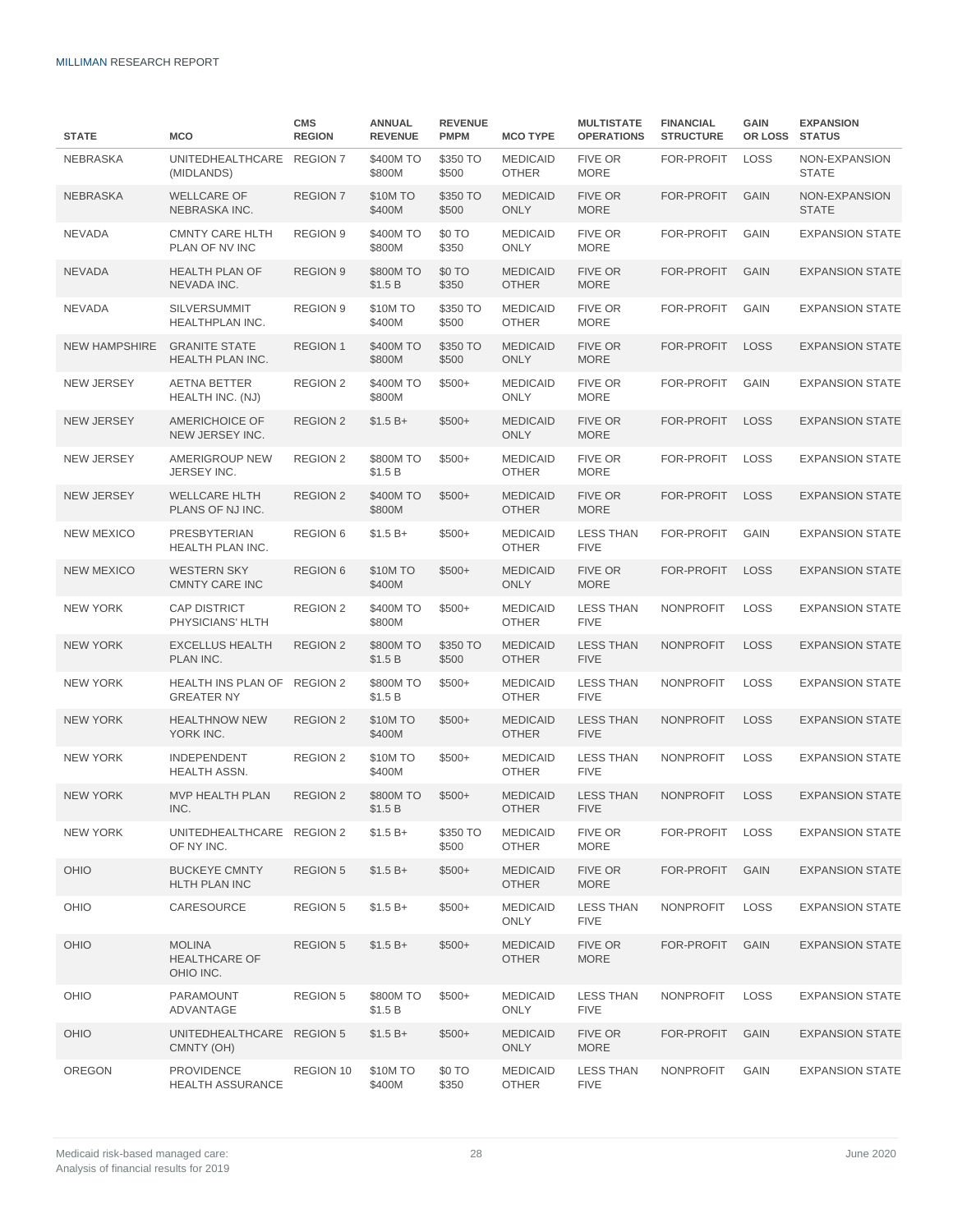| STATE | MCO | CMS REGION | ANNUAL REVENUE | REVENUE PMPM | MCO TYPE | MULTISTATE OPERATIONS | FINANCIAL STRUCTURE | GAIN OR LOSS | EXPANSION STATUS |
|---|---|---|---|---|---|---|---|---|---|
| NEBRASKA | UNITEDHEALTHCARE (MIDLANDS) | REGION 7 | $400M TO $800M | $350 TO $500 | MEDICAID OTHER | FIVE OR MORE | FOR-PROFIT | LOSS | NON-EXPANSION STATE |
| NEBRASKA | WELLCARE OF NEBRASKA INC. | REGION 7 | $10M TO $400M | $350 TO $500 | MEDICAID ONLY | FIVE OR MORE | FOR-PROFIT | GAIN | NON-EXPANSION STATE |
| NEVADA | CMNTY CARE HLTH PLAN OF NV INC | REGION 9 | $400M TO $800M | $0 TO $350 | MEDICAID ONLY | FIVE OR MORE | FOR-PROFIT | GAIN | EXPANSION STATE |
| NEVADA | HEALTH PLAN OF NEVADA INC. | REGION 9 | $800M TO $1.5 B | $0 TO $350 | MEDICAID OTHER | FIVE OR MORE | FOR-PROFIT | GAIN | EXPANSION STATE |
| NEVADA | SILVERSUMMIT HEALTHPLAN INC. | REGION 9 | $10M TO $400M | $350 TO $500 | MEDICAID OTHER | FIVE OR MORE | FOR-PROFIT | GAIN | EXPANSION STATE |
| NEW HAMPSHIRE | GRANITE STATE HEALTH PLAN INC. | REGION 1 | $400M TO $800M | $350 TO $500 | MEDICAID ONLY | FIVE OR MORE | FOR-PROFIT | LOSS | EXPANSION STATE |
| NEW JERSEY | AETNA BETTER HEALTH INC. (NJ) | REGION 2 | $400M TO $800M | $500+ | MEDICAID ONLY | FIVE OR MORE | FOR-PROFIT | GAIN | EXPANSION STATE |
| NEW JERSEY | AMERICHOICE OF NEW JERSEY INC. | REGION 2 | $1.5 B+ | $500+ | MEDICAID ONLY | FIVE OR MORE | FOR-PROFIT | LOSS | EXPANSION STATE |
| NEW JERSEY | AMERIGROUP NEW JERSEY INC. | REGION 2 | $800M TO $1.5 B | $500+ | MEDICAID OTHER | FIVE OR MORE | FOR-PROFIT | LOSS | EXPANSION STATE |
| NEW JERSEY | WELLCARE HLTH PLANS OF NJ INC. | REGION 2 | $400M TO $800M | $500+ | MEDICAID OTHER | FIVE OR MORE | FOR-PROFIT | LOSS | EXPANSION STATE |
| NEW MEXICO | PRESBYTERIAN HEALTH PLAN INC. | REGION 6 | $1.5 B+ | $500+ | MEDICAID OTHER | LESS THAN FIVE | FOR-PROFIT | GAIN | EXPANSION STATE |
| NEW MEXICO | WESTERN SKY CMNTY CARE INC | REGION 6 | $10M TO $400M | $500+ | MEDICAID ONLY | FIVE OR MORE | FOR-PROFIT | LOSS | EXPANSION STATE |
| NEW YORK | CAP DISTRICT PHYSICIANS' HLTH | REGION 2 | $400M TO $800M | $500+ | MEDICAID OTHER | LESS THAN FIVE | NONPROFIT | LOSS | EXPANSION STATE |
| NEW YORK | EXCELLUS HEALTH PLAN INC. | REGION 2 | $800M TO $1.5 B | $350 TO $500 | MEDICAID OTHER | LESS THAN FIVE | NONPROFIT | LOSS | EXPANSION STATE |
| NEW YORK | HEALTH INS PLAN OF GREATER NY | REGION 2 | $800M TO $1.5 B | $500+ | MEDICAID OTHER | LESS THAN FIVE | NONPROFIT | LOSS | EXPANSION STATE |
| NEW YORK | HEALTHNOW NEW YORK INC. | REGION 2 | $10M TO $400M | $500+ | MEDICAID OTHER | LESS THAN FIVE | NONPROFIT | LOSS | EXPANSION STATE |
| NEW YORK | INDEPENDENT HEALTH ASSN. | REGION 2 | $10M TO $400M | $500+ | MEDICAID OTHER | LESS THAN FIVE | NONPROFIT | LOSS | EXPANSION STATE |
| NEW YORK | MVP HEALTH PLAN INC. | REGION 2 | $800M TO $1.5 B | $500+ | MEDICAID OTHER | LESS THAN FIVE | NONPROFIT | LOSS | EXPANSION STATE |
| NEW YORK | UNITEDHEALTHCARE OF NY INC. | REGION 2 | $1.5 B+ | $350 TO $500 | MEDICAID OTHER | FIVE OR MORE | FOR-PROFIT | LOSS | EXPANSION STATE |
| OHIO | BUCKEYE CMNTY HLTH PLAN INC | REGION 5 | $1.5 B+ | $500+ | MEDICAID OTHER | FIVE OR MORE | FOR-PROFIT | GAIN | EXPANSION STATE |
| OHIO | CARESOURCE | REGION 5 | $1.5 B+ | $500+ | MEDICAID ONLY | LESS THAN FIVE | NONPROFIT | LOSS | EXPANSION STATE |
| OHIO | MOLINA HEALTHCARE OF OHIO INC. | REGION 5 | $1.5 B+ | $500+ | MEDICAID OTHER | FIVE OR MORE | FOR-PROFIT | GAIN | EXPANSION STATE |
| OHIO | PARAMOUNT ADVANTAGE | REGION 5 | $800M TO $1.5 B | $500+ | MEDICAID ONLY | LESS THAN FIVE | NONPROFIT | LOSS | EXPANSION STATE |
| OHIO | UNITEDHEALTHCARE CMNTY (OH) | REGION 5 | $1.5 B+ | $500+ | MEDICAID ONLY | FIVE OR MORE | FOR-PROFIT | GAIN | EXPANSION STATE |
| OREGON | PROVIDENCE HEALTH ASSURANCE | REGION 10 | $10M TO $400M | $0 TO $350 | MEDICAID OTHER | LESS THAN FIVE | NONPROFIT | GAIN | EXPANSION STATE |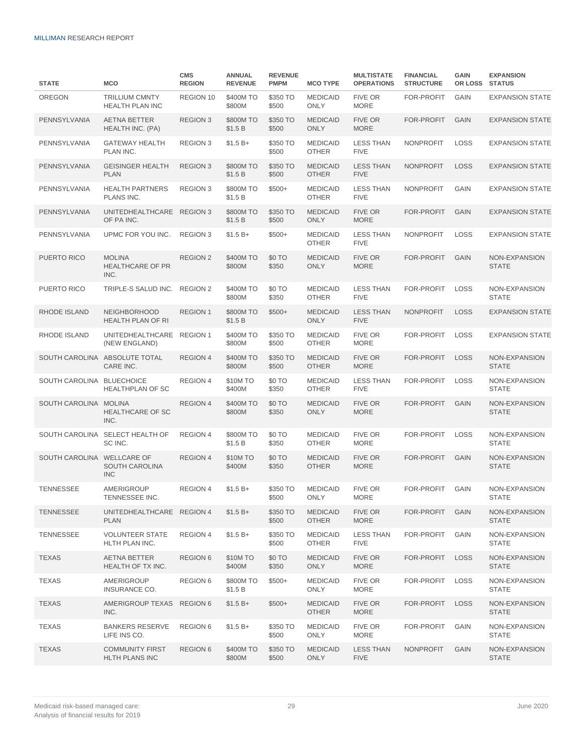| STATE | MCO | CMS REGION | ANNUAL REVENUE | REVENUE PMPM | MCO TYPE | MULTISTATE OPERATIONS | FINANCIAL STRUCTURE | GAIN OR LOSS | EXPANSION STATUS |
|---|---|---|---|---|---|---|---|---|---|
| OREGON | TRILLIUM CMNTY HEALTH PLAN INC | REGION 10 | $400M TO $800M | $350 TO $500 | MEDICAID ONLY | FIVE OR MORE | FOR-PROFIT | GAIN | EXPANSION STATE |
| PENNSYLVANIA | AETNA BETTER HEALTH INC. (PA) | REGION 3 | $800M TO $1.5 B | $350 TO $500 | MEDICAID ONLY | FIVE OR MORE | FOR-PROFIT | GAIN | EXPANSION STATE |
| PENNSYLVANIA | GATEWAY HEALTH PLAN INC. | REGION 3 | $1.5 B+ | $350 TO $500 | MEDICAID OTHER | LESS THAN FIVE | NONPROFIT | LOSS | EXPANSION STATE |
| PENNSYLVANIA | GEISINGER HEALTH PLAN | REGION 3 | $800M TO $1.5 B | $350 TO $500 | MEDICAID OTHER | LESS THAN FIVE | NONPROFIT | LOSS | EXPANSION STATE |
| PENNSYLVANIA | HEALTH PARTNERS PLANS INC. | REGION 3 | $800M TO $1.5 B | $500+ | MEDICAID OTHER | LESS THAN FIVE | NONPROFIT | GAIN | EXPANSION STATE |
| PENNSYLVANIA | UNITEDHEALTHCARE OF PA INC. | REGION 3 | $800M TO $1.5 B | $350 TO $500 | MEDICAID ONLY | FIVE OR MORE | FOR-PROFIT | GAIN | EXPANSION STATE |
| PENNSYLVANIA | UPMC FOR YOU INC. | REGION 3 | $1.5 B+ | $500+ | MEDICAID OTHER | LESS THAN FIVE | NONPROFIT | LOSS | EXPANSION STATE |
| PUERTO RICO | MOLINA HEALTHCARE OF PR INC. | REGION 2 | $400M TO $800M | $0 TO $350 | MEDICAID ONLY | FIVE OR MORE | FOR-PROFIT | GAIN | NON-EXPANSION STATE |
| PUERTO RICO | TRIPLE-S SALUD INC. | REGION 2 | $400M TO $800M | $0 TO $350 | MEDICAID OTHER | LESS THAN FIVE | FOR-PROFIT | LOSS | NON-EXPANSION STATE |
| RHODE ISLAND | NEIGHBORHOOD HEALTH PLAN OF RI | REGION 1 | $800M TO $1.5 B | $500+ | MEDICAID ONLY | LESS THAN FIVE | NONPROFIT | LOSS | EXPANSION STATE |
| RHODE ISLAND | UNITEDHEALTHCARE (NEW ENGLAND) | REGION 1 | $400M TO $800M | $350 TO $500 | MEDICAID OTHER | FIVE OR MORE | FOR-PROFIT | LOSS | EXPANSION STATE |
| SOUTH CAROLINA | ABSOLUTE TOTAL CARE INC. | REGION 4 | $400M TO $800M | $350 TO $500 | MEDICAID OTHER | FIVE OR MORE | FOR-PROFIT | LOSS | NON-EXPANSION STATE |
| SOUTH CAROLINA | BLUECHOICE HEALTHPLAN OF SC | REGION 4 | $10M TO $400M | $0 TO $350 | MEDICAID OTHER | LESS THAN FIVE | FOR-PROFIT | LOSS | NON-EXPANSION STATE |
| SOUTH CAROLINA | MOLINA HEALTHCARE OF SC INC. | REGION 4 | $400M TO $800M | $0 TO $350 | MEDICAID ONLY | FIVE OR MORE | FOR-PROFIT | GAIN | NON-EXPANSION STATE |
| SOUTH CAROLINA | SELECT HEALTH OF SC INC. | REGION 4 | $800M TO $1.5 B | $0 TO $350 | MEDICAID OTHER | FIVE OR MORE | FOR-PROFIT | LOSS | NON-EXPANSION STATE |
| SOUTH CAROLINA | WELLCARE OF SOUTH CAROLINA INC | REGION 4 | $10M TO $400M | $0 TO $350 | MEDICAID OTHER | FIVE OR MORE | FOR-PROFIT | GAIN | NON-EXPANSION STATE |
| TENNESSEE | AMERIGROUP TENNESSEE INC. | REGION 4 | $1.5 B+ | $350 TO $500 | MEDICAID ONLY | FIVE OR MORE | FOR-PROFIT | GAIN | NON-EXPANSION STATE |
| TENNESSEE | UNITEDHEALTHCARE PLAN | REGION 4 | $1.5 B+ | $350 TO $500 | MEDICAID OTHER | FIVE OR MORE | FOR-PROFIT | GAIN | NON-EXPANSION STATE |
| TENNESSEE | VOLUNTEER STATE HLTH PLAN INC. | REGION 4 | $1.5 B+ | $350 TO $500 | MEDICAID OTHER | LESS THAN FIVE | FOR-PROFIT | GAIN | NON-EXPANSION STATE |
| TEXAS | AETNA BETTER HEALTH OF TX INC. | REGION 6 | $10M TO $400M | $0 TO $350 | MEDICAID ONLY | FIVE OR MORE | FOR-PROFIT | LOSS | NON-EXPANSION STATE |
| TEXAS | AMERIGROUP INSURANCE CO. | REGION 6 | $800M TO $1.5 B | $500+ | MEDICAID ONLY | FIVE OR MORE | FOR-PROFIT | LOSS | NON-EXPANSION STATE |
| TEXAS | AMERIGROUP TEXAS INC. | REGION 6 | $1.5 B+ | $500+ | MEDICAID OTHER | FIVE OR MORE | FOR-PROFIT | LOSS | NON-EXPANSION STATE |
| TEXAS | BANKERS RESERVE LIFE INS CO. | REGION 6 | $1.5 B+ | $350 TO $500 | MEDICAID ONLY | FIVE OR MORE | FOR-PROFIT | GAIN | NON-EXPANSION STATE |
| TEXAS | COMMUNITY FIRST HLTH PLANS INC | REGION 6 | $400M TO $800M | $350 TO $500 | MEDICAID ONLY | LESS THAN FIVE | NONPROFIT | GAIN | NON-EXPANSION STATE |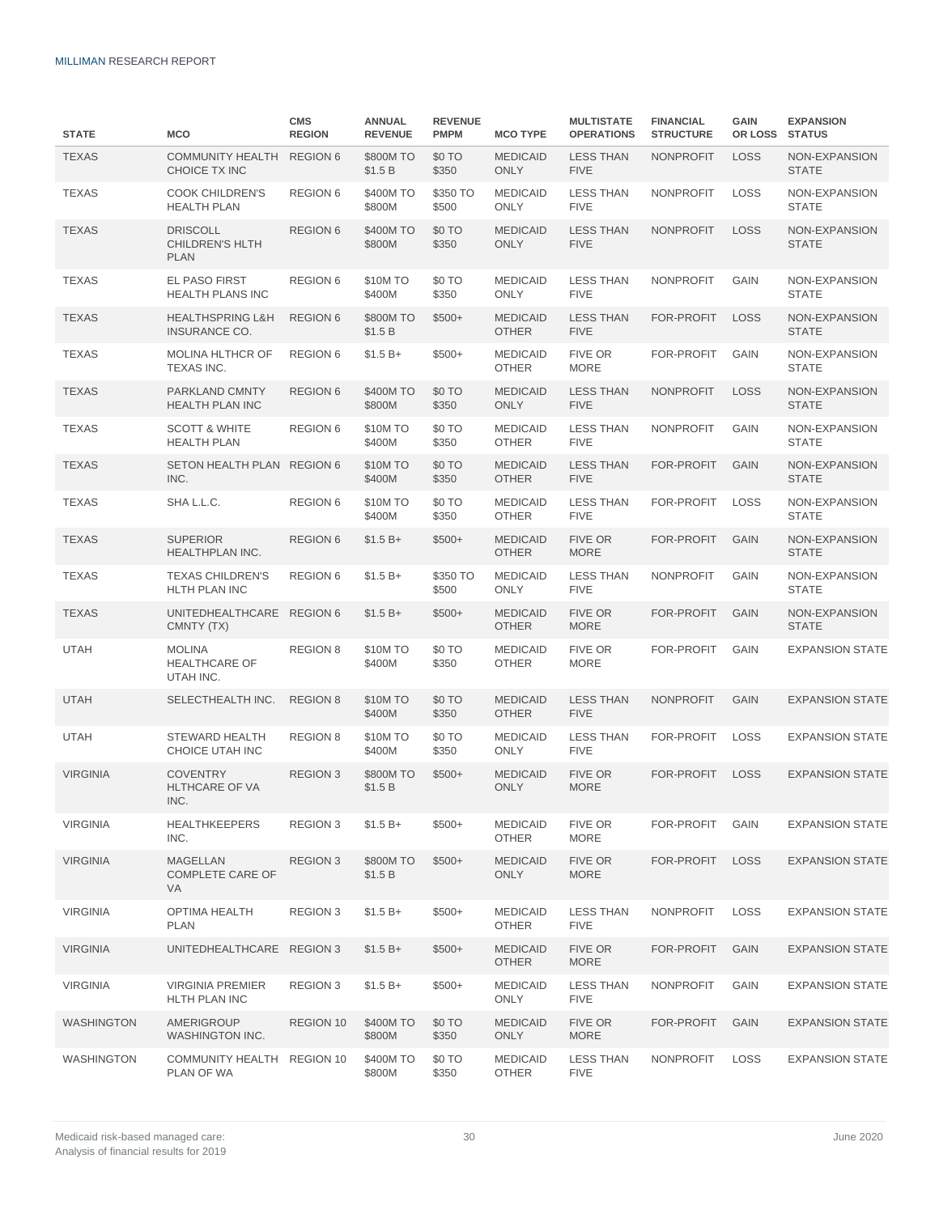| STATE | MCO | CMS REGION | ANNUAL REVENUE | REVENUE PMPM | MCO TYPE | MULTISTATE OPERATIONS | FINANCIAL STRUCTURE | GAIN OR LOSS | EXPANSION STATUS |
|---|---|---|---|---|---|---|---|---|---|
| TEXAS | COMMUNITY HEALTH CHOICE TX INC | REGION 6 | $800M TO $1.5 B | $0 TO $350 | MEDICAID ONLY | LESS THAN FIVE | NONPROFIT | LOSS | NON-EXPANSION STATE |
| TEXAS | COOK CHILDREN'S HEALTH PLAN | REGION 6 | $400M TO $800M | $350 TO $500 | MEDICAID ONLY | LESS THAN FIVE | NONPROFIT | LOSS | NON-EXPANSION STATE |
| TEXAS | DRISCOLL CHILDREN'S HLTH PLAN | REGION 6 | $400M TO $800M | $0 TO $350 | MEDICAID ONLY | LESS THAN FIVE | NONPROFIT | LOSS | NON-EXPANSION STATE |
| TEXAS | EL PASO FIRST HEALTH PLANS INC | REGION 6 | $10M TO $400M | $0 TO $350 | MEDICAID ONLY | LESS THAN FIVE | NONPROFIT | GAIN | NON-EXPANSION STATE |
| TEXAS | HEALTHSPRING L&H INSURANCE CO. | REGION 6 | $800M TO $1.5 B | $500+ | MEDICAID OTHER | LESS THAN FIVE | FOR-PROFIT | LOSS | NON-EXPANSION STATE |
| TEXAS | MOLINA HLTHCR OF TEXAS INC. | REGION 6 | $1.5 B+ | $500+ | MEDICAID OTHER | FIVE OR MORE | FOR-PROFIT | GAIN | NON-EXPANSION STATE |
| TEXAS | PARKLAND CMNTY HEALTH PLAN INC | REGION 6 | $400M TO $800M | $0 TO $350 | MEDICAID ONLY | LESS THAN FIVE | NONPROFIT | LOSS | NON-EXPANSION STATE |
| TEXAS | SCOTT & WHITE HEALTH PLAN | REGION 6 | $10M TO $400M | $0 TO $350 | MEDICAID OTHER | LESS THAN FIVE | NONPROFIT | GAIN | NON-EXPANSION STATE |
| TEXAS | SETON HEALTH PLAN INC. | REGION 6 | $10M TO $400M | $0 TO $350 | MEDICAID OTHER | LESS THAN FIVE | FOR-PROFIT | GAIN | NON-EXPANSION STATE |
| TEXAS | SHA L.L.C. | REGION 6 | $10M TO $400M | $0 TO $350 | MEDICAID OTHER | LESS THAN FIVE | FOR-PROFIT | LOSS | NON-EXPANSION STATE |
| TEXAS | SUPERIOR HEALTHPLAN INC. | REGION 6 | $1.5 B+ | $500+ | MEDICAID OTHER | FIVE OR MORE | FOR-PROFIT | GAIN | NON-EXPANSION STATE |
| TEXAS | TEXAS CHILDREN'S HLTH PLAN INC | REGION 6 | $1.5 B+ | $350 TO $500 | MEDICAID ONLY | LESS THAN FIVE | NONPROFIT | GAIN | NON-EXPANSION STATE |
| TEXAS | UNITEDHEALTHCARE CMNTY (TX) | REGION 6 | $1.5 B+ | $500+ | MEDICAID OTHER | FIVE OR MORE | FOR-PROFIT | GAIN | NON-EXPANSION STATE |
| UTAH | MOLINA HEALTHCARE OF UTAH INC. | REGION 8 | $10M TO $400M | $0 TO $350 | MEDICAID OTHER | FIVE OR MORE | FOR-PROFIT | GAIN | EXPANSION STATE |
| UTAH | SELECTHEALTH INC. | REGION 8 | $10M TO $400M | $0 TO $350 | MEDICAID OTHER | LESS THAN FIVE | NONPROFIT | GAIN | EXPANSION STATE |
| UTAH | STEWARD HEALTH CHOICE UTAH INC | REGION 8 | $10M TO $400M | $0 TO $350 | MEDICAID ONLY | LESS THAN FIVE | FOR-PROFIT | LOSS | EXPANSION STATE |
| VIRGINIA | COVENTRY HLTHCARE OF VA INC. | REGION 3 | $800M TO $1.5 B | $500+ | MEDICAID ONLY | FIVE OR MORE | FOR-PROFIT | LOSS | EXPANSION STATE |
| VIRGINIA | HEALTHKEEPERS INC. | REGION 3 | $1.5 B+ | $500+ | MEDICAID OTHER | FIVE OR MORE | FOR-PROFIT | GAIN | EXPANSION STATE |
| VIRGINIA | MAGELLAN COMPLETE CARE OF VA | REGION 3 | $800M TO $1.5 B | $500+ | MEDICAID ONLY | FIVE OR MORE | FOR-PROFIT | LOSS | EXPANSION STATE |
| VIRGINIA | OPTIMA HEALTH PLAN | REGION 3 | $1.5 B+ | $500+ | MEDICAID OTHER | LESS THAN FIVE | NONPROFIT | LOSS | EXPANSION STATE |
| VIRGINIA | UNITEDHEALTHCARE | REGION 3 | $1.5 B+ | $500+ | MEDICAID OTHER | FIVE OR MORE | FOR-PROFIT | GAIN | EXPANSION STATE |
| VIRGINIA | VIRGINIA PREMIER HLTH PLAN INC | REGION 3 | $1.5 B+ | $500+ | MEDICAID ONLY | LESS THAN FIVE | NONPROFIT | GAIN | EXPANSION STATE |
| WASHINGTON | AMERIGROUP WASHINGTON INC. | REGION 10 | $400M TO $800M | $0 TO $350 | MEDICAID ONLY | FIVE OR MORE | FOR-PROFIT | GAIN | EXPANSION STATE |
| WASHINGTON | COMMUNITY HEALTH PLAN OF WA | REGION 10 | $400M TO $800M | $0 TO $350 | MEDICAID OTHER | LESS THAN FIVE | NONPROFIT | LOSS | EXPANSION STATE |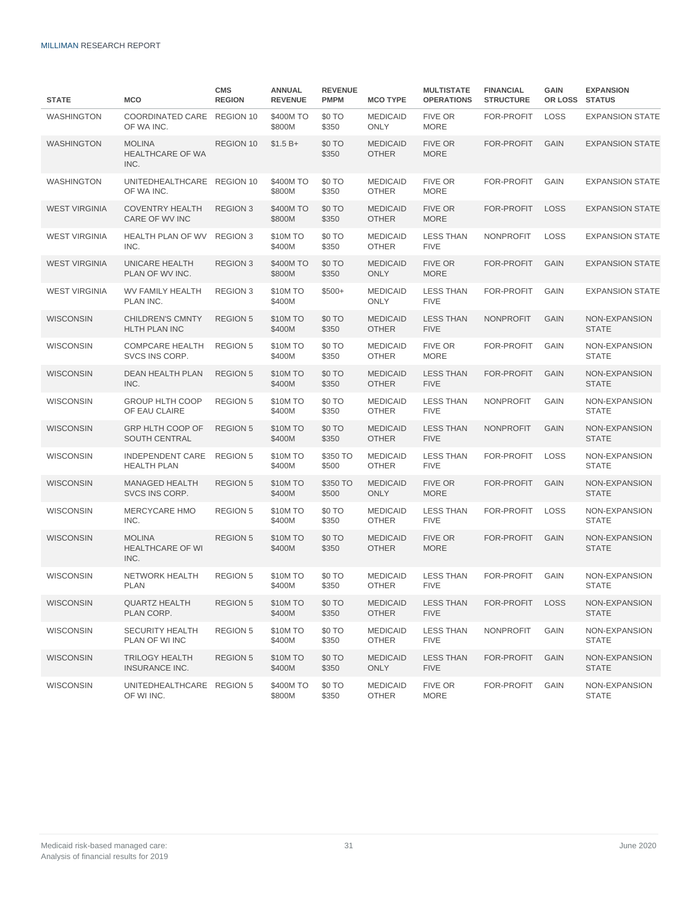| STATE | MCO | CMS REGION | ANNUAL REVENUE | REVENUE PMPM | MCO TYPE | MULTISTATE OPERATIONS | FINANCIAL STRUCTURE | GAIN OR LOSS | EXPANSION STATUS |
|---|---|---|---|---|---|---|---|---|---|
| WASHINGTON | COORDINATED CARE OF WA INC. | REGION 10 | $400M TO $800M | $0 TO $350 | MEDICAID ONLY | FIVE OR MORE | FOR-PROFIT | LOSS | EXPANSION STATE |
| WASHINGTON | MOLINA HEALTHCARE OF WA INC. | REGION 10 | $1.5 B+ | $0 TO $350 | MEDICAID OTHER | FIVE OR MORE | FOR-PROFIT | GAIN | EXPANSION STATE |
| WASHINGTON | UNITEDHEALTHCARE OF WA INC. | REGION 10 | $400M TO $800M | $0 TO $350 | MEDICAID OTHER | FIVE OR MORE | FOR-PROFIT | GAIN | EXPANSION STATE |
| WEST VIRGINIA | COVENTRY HEALTH CARE OF WV INC | REGION 3 | $400M TO $800M | $0 TO $350 | MEDICAID OTHER | FIVE OR MORE | FOR-PROFIT | LOSS | EXPANSION STATE |
| WEST VIRGINIA | HEALTH PLAN OF WV INC. | REGION 3 | $10M TO $400M | $0 TO $350 | MEDICAID OTHER | LESS THAN FIVE | NONPROFIT | LOSS | EXPANSION STATE |
| WEST VIRGINIA | UNICARE HEALTH PLAN OF WV INC. | REGION 3 | $400M TO $800M | $0 TO $350 | MEDICAID ONLY | FIVE OR MORE | FOR-PROFIT | GAIN | EXPANSION STATE |
| WEST VIRGINIA | WV FAMILY HEALTH PLAN INC. | REGION 3 | $10M TO $400M | $500+ | MEDICAID ONLY | LESS THAN FIVE | FOR-PROFIT | GAIN | EXPANSION STATE |
| WISCONSIN | CHILDREN'S CMNTY HLTH PLAN INC | REGION 5 | $10M TO $400M | $0 TO $350 | MEDICAID OTHER | LESS THAN FIVE | NONPROFIT | GAIN | NON-EXPANSION STATE |
| WISCONSIN | COMPCARE HEALTH SVCS INS CORP. | REGION 5 | $10M TO $400M | $0 TO $350 | MEDICAID OTHER | FIVE OR MORE | FOR-PROFIT | GAIN | NON-EXPANSION STATE |
| WISCONSIN | DEAN HEALTH PLAN INC. | REGION 5 | $10M TO $400M | $0 TO $350 | MEDICAID OTHER | LESS THAN FIVE | FOR-PROFIT | GAIN | NON-EXPANSION STATE |
| WISCONSIN | GROUP HLTH COOP OF EAU CLAIRE | REGION 5 | $10M TO $400M | $0 TO $350 | MEDICAID OTHER | LESS THAN FIVE | NONPROFIT | GAIN | NON-EXPANSION STATE |
| WISCONSIN | GRP HLTH COOP OF SOUTH CENTRAL | REGION 5 | $10M TO $400M | $0 TO $350 | MEDICAID OTHER | LESS THAN FIVE | NONPROFIT | GAIN | NON-EXPANSION STATE |
| WISCONSIN | INDEPENDENT CARE HEALTH PLAN | REGION 5 | $10M TO $400M | $350 TO $500 | MEDICAID OTHER | LESS THAN FIVE | FOR-PROFIT | LOSS | NON-EXPANSION STATE |
| WISCONSIN | MANAGED HEALTH SVCS INS CORP. | REGION 5 | $10M TO $400M | $350 TO $500 | MEDICAID ONLY | FIVE OR MORE | FOR-PROFIT | GAIN | NON-EXPANSION STATE |
| WISCONSIN | MERCYCARE HMO INC. | REGION 5 | $10M TO $400M | $0 TO $350 | MEDICAID OTHER | LESS THAN FIVE | FOR-PROFIT | LOSS | NON-EXPANSION STATE |
| WISCONSIN | MOLINA HEALTHCARE OF WI INC. | REGION 5 | $10M TO $400M | $0 TO $350 | MEDICAID OTHER | FIVE OR MORE | FOR-PROFIT | GAIN | NON-EXPANSION STATE |
| WISCONSIN | NETWORK HEALTH PLAN | REGION 5 | $10M TO $400M | $0 TO $350 | MEDICAID OTHER | LESS THAN FIVE | FOR-PROFIT | GAIN | NON-EXPANSION STATE |
| WISCONSIN | QUARTZ HEALTH PLAN CORP. | REGION 5 | $10M TO $400M | $0 TO $350 | MEDICAID OTHER | LESS THAN FIVE | FOR-PROFIT | LOSS | NON-EXPANSION STATE |
| WISCONSIN | SECURITY HEALTH PLAN OF WI INC | REGION 5 | $10M TO $400M | $0 TO $350 | MEDICAID OTHER | LESS THAN FIVE | NONPROFIT | GAIN | NON-EXPANSION STATE |
| WISCONSIN | TRILOGY HEALTH INSURANCE INC. | REGION 5 | $10M TO $400M | $0 TO $350 | MEDICAID ONLY | LESS THAN FIVE | FOR-PROFIT | GAIN | NON-EXPANSION STATE |
| WISCONSIN | UNITEDHEALTHCARE OF WI INC. | REGION 5 | $400M TO $800M | $0 TO $350 | MEDICAID OTHER | FIVE OR MORE | FOR-PROFIT | GAIN | NON-EXPANSION STATE |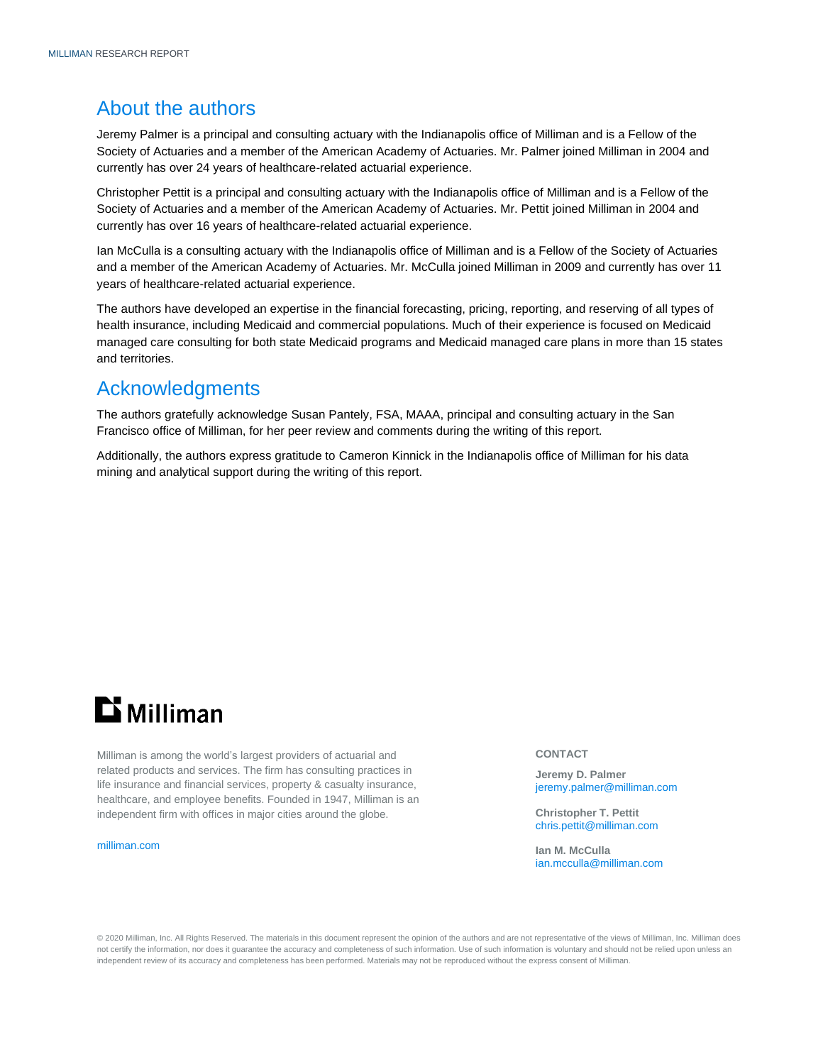## About the authors

Jeremy Palmer is a principal and consulting actuary with the Indianapolis office of Milliman and is a Fellow of the Society of Actuaries and a member of the American Academy of Actuaries. Mr. Palmer joined Milliman in 2004 and currently has over 24 years of healthcare-related actuarial experience.

Christopher Pettit is a principal and consulting actuary with the Indianapolis office of Milliman and is a Fellow of the Society of Actuaries and a member of the American Academy of Actuaries. Mr. Pettit joined Milliman in 2004 and currently has over 16 years of healthcare-related actuarial experience.

Ian McCulla is a consulting actuary with the Indianapolis office of Milliman and is a Fellow of the Society of Actuaries and a member of the American Academy of Actuaries. Mr. McCulla joined Milliman in 2009 and currently has over 11 years of healthcare-related actuarial experience.

The authors have developed an expertise in the financial forecasting, pricing, reporting, and reserving of all types of health insurance, including Medicaid and commercial populations. Much of their experience is focused on Medicaid managed care consulting for both state Medicaid programs and Medicaid managed care plans in more than 15 states and territories.

## Acknowledgments

The authors gratefully acknowledge Susan Pantely, FSA, MAAA, principal and consulting actuary in the San Francisco office of Milliman, for her peer review and comments during the writing of this report.

Additionally, the authors express gratitude to Cameron Kinnick in the Indianapolis office of Milliman for his data mining and analytical support during the writing of this report.

Milliman

Milliman is among the world's largest providers of actuarial and related products and services. The firm has consulting practices in life insurance and financial services, property & casualty insurance, healthcare, and employee benefits. Founded in 1947, Milliman is an independent firm with offices in major cities around the globe.

milliman.com

**CONTACT**

**Jeremy D. Palmer**
jeremy.palmer@milliman.com

**Christopher T. Pettit**
chris.pettit@milliman.com

**Ian M. McCulla**
ian.mcculla@milliman.com

© 2020 Milliman, Inc. All Rights Reserved. The materials in this document represent the opinion of the authors and are not representative of the views of Milliman, Inc. Milliman does not certify the information, nor does it guarantee the accuracy and completeness of such information. Use of such information is voluntary and should not be relied upon unless an independent review of its accuracy and completeness has been performed. Materials may not be reproduced without the express consent of Milliman.